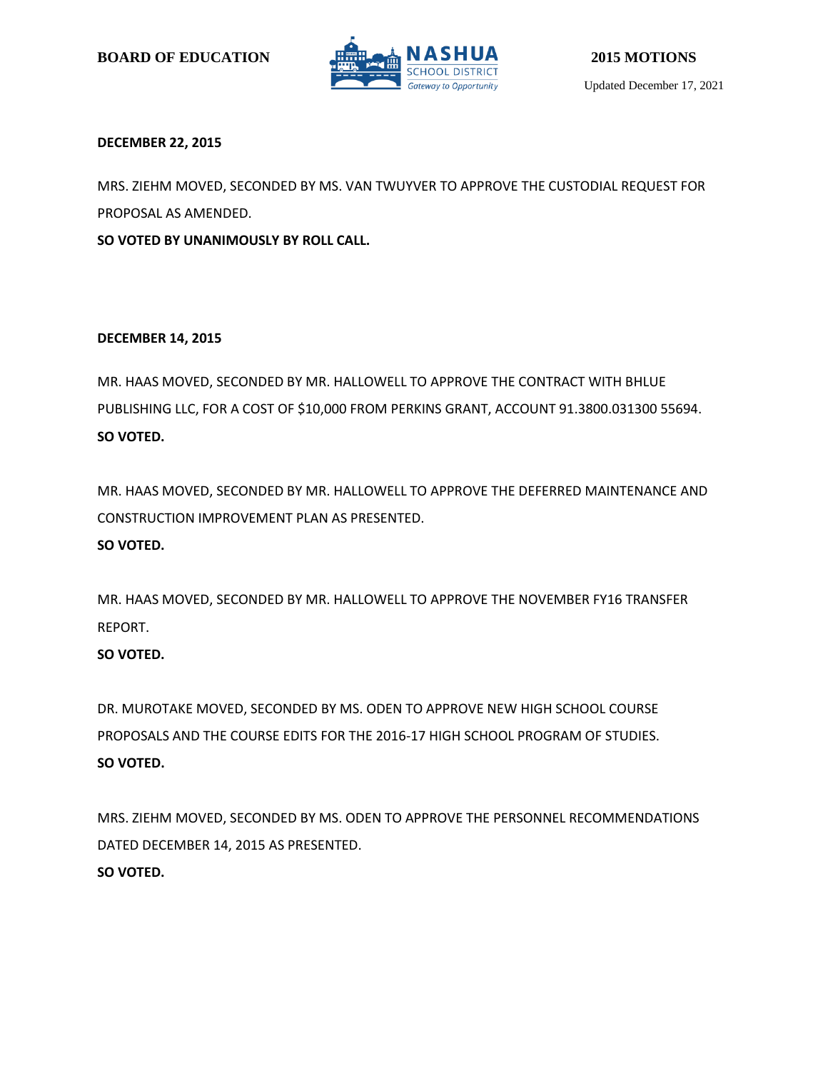BOARD OF EDUCATION

# 2015 MOTIONS

Updated December 17, 2021

**DECEMBER 22, 2015**

MRS. ZIEHM MOVED, SECONDED BY MS. VAN TWUYVER TO APPROVE THE CUSTODIAL REQUEST FOR PROPOSAL AS AMENDED.

**SO VOTED BY UNANIMOUSLY BY ROLL CALL.**

**DECEMBER 14, 2015**

MR. HAAS MOVED, SECONDED BY MR. HALLOWELL TO APPROVE THE CONTRACT WITH BHLUE PUBLISHING LLC, FOR A COST OF $10,000 FROM PERKINS GRANT, ACCOUNT 91.3800.031300 55694.

**SO VOTED.**

MR. HAAS MOVED, SECONDED BY MR. HALLOWELL TO APPROVE THE DEFERRED MAINTENANCE AND CONSTRUCTION IMPROVEMENT PLAN AS PRESENTED.

**SO VOTED.**

MR. HAAS MOVED, SECONDED BY MR. HALLOWELL TO APPROVE THE NOVEMBER FY16 TRANSFER REPORT.

**SO VOTED.**

DR. MUROTAKE MOVED, SECONDED BY MS. ODEN TO APPROVE NEW HIGH SCHOOL COURSE PROPOSALS AND THE COURSE EDITS FOR THE 2016-17 HIGH SCHOOL PROGRAM OF STUDIES.

**SO VOTED.**

MRS. ZIEHM MOVED, SECONDED BY MS. ODEN TO APPROVE THE PERSONNEL RECOMMENDATIONS DATED DECEMBER 14, 2015 AS PRESENTED.

**SO VOTED.**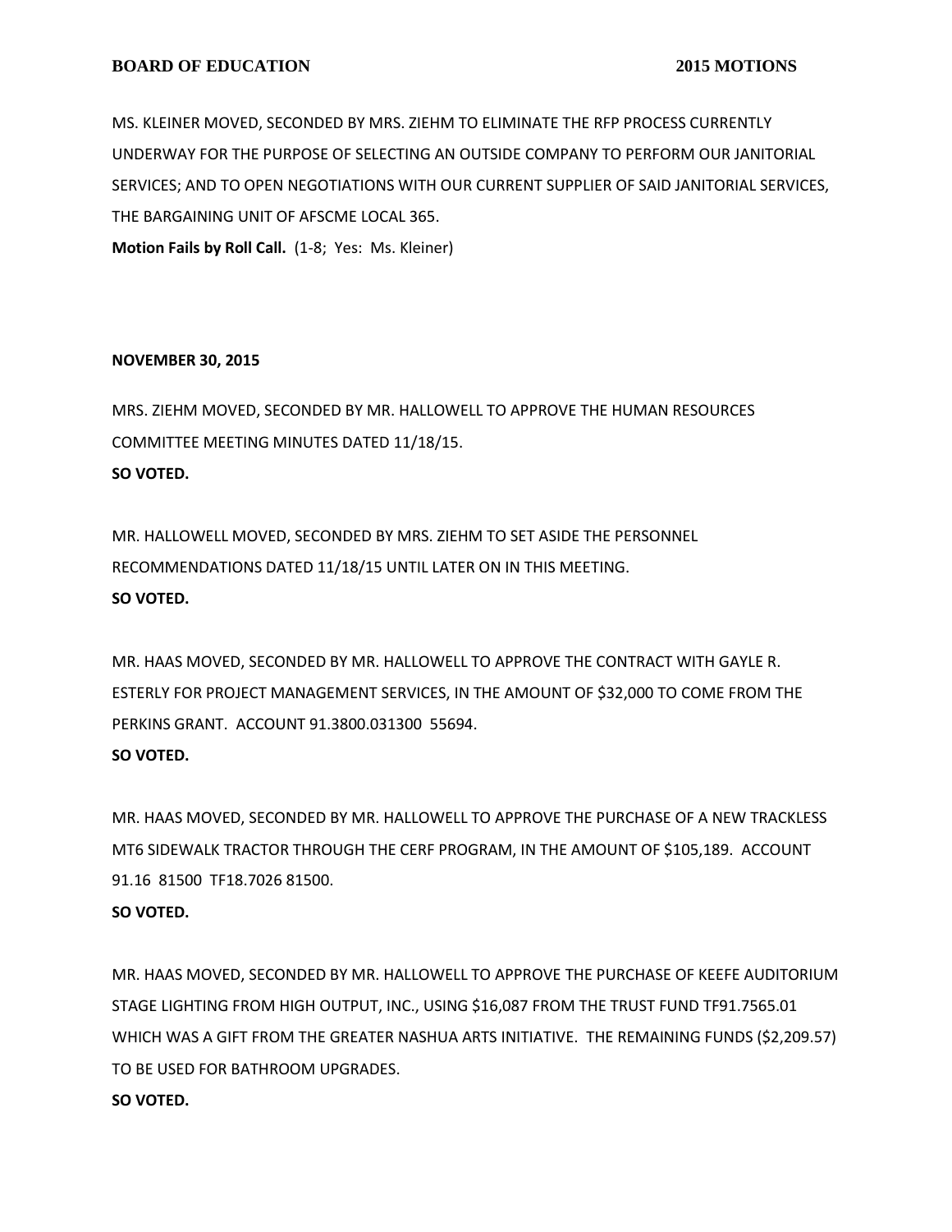MS. KLEINER MOVED, SECONDED BY MRS. ZIEHM TO ELIMINATE THE RFP PROCESS CURRENTLY UNDERWAY FOR THE PURPOSE OF SELECTING AN OUTSIDE COMPANY TO PERFORM OUR JANITORIAL SERVICES; AND TO OPEN NEGOTIATIONS WITH OUR CURRENT SUPPLIER OF SAID JANITORIAL SERVICES, THE BARGAINING UNIT OF AFSCME LOCAL 365.

**Motion Fails by Roll Call.** (1-8; Yes: Ms. Kleiner)

**NOVEMBER 30, 2015**

MRS. ZIEHM MOVED, SECONDED BY MR. HALLOWELL TO APPROVE THE HUMAN RESOURCES COMMITTEE MEETING MINUTES DATED 11/18/15.

**SO VOTED.**

MR. HALLOWELL MOVED, SECONDED BY MRS. ZIEHM TO SET ASIDE THE PERSONNEL RECOMMENDATIONS DATED 11/18/15 UNTIL LATER ON IN THIS MEETING.

**SO VOTED.**

MR. HAAS MOVED, SECONDED BY MR. HALLOWELL TO APPROVE THE CONTRACT WITH GAYLE R. ESTERLY FOR PROJECT MANAGEMENT SERVICES, IN THE AMOUNT OF $32,000 TO COME FROM THE PERKINS GRANT. ACCOUNT 91.3800.031300 55694.

**SO VOTED.**

MR. HAAS MOVED, SECONDED BY MR. HALLOWELL TO APPROVE THE PURCHASE OF A NEW TRACKLESS MT6 SIDEWALK TRACTOR THROUGH THE CERF PROGRAM, IN THE AMOUNT OF $105,189. ACCOUNT 91.16 81500 TF18.7026 81500.

**SO VOTED.**

MR. HAAS MOVED, SECONDED BY MR. HALLOWELL TO APPROVE THE PURCHASE OF KEEFE AUDITORIUM STAGE LIGHTING FROM HIGH OUTPUT, INC., USING $16,087 FROM THE TRUST FUND TF91.7565.01 WHICH WAS A GIFT FROM THE GREATER NASHUA ARTS INITIATIVE. THE REMAINING FUNDS ($2,209.57) TO BE USED FOR BATHROOM UPGRADES.

**SO VOTED.**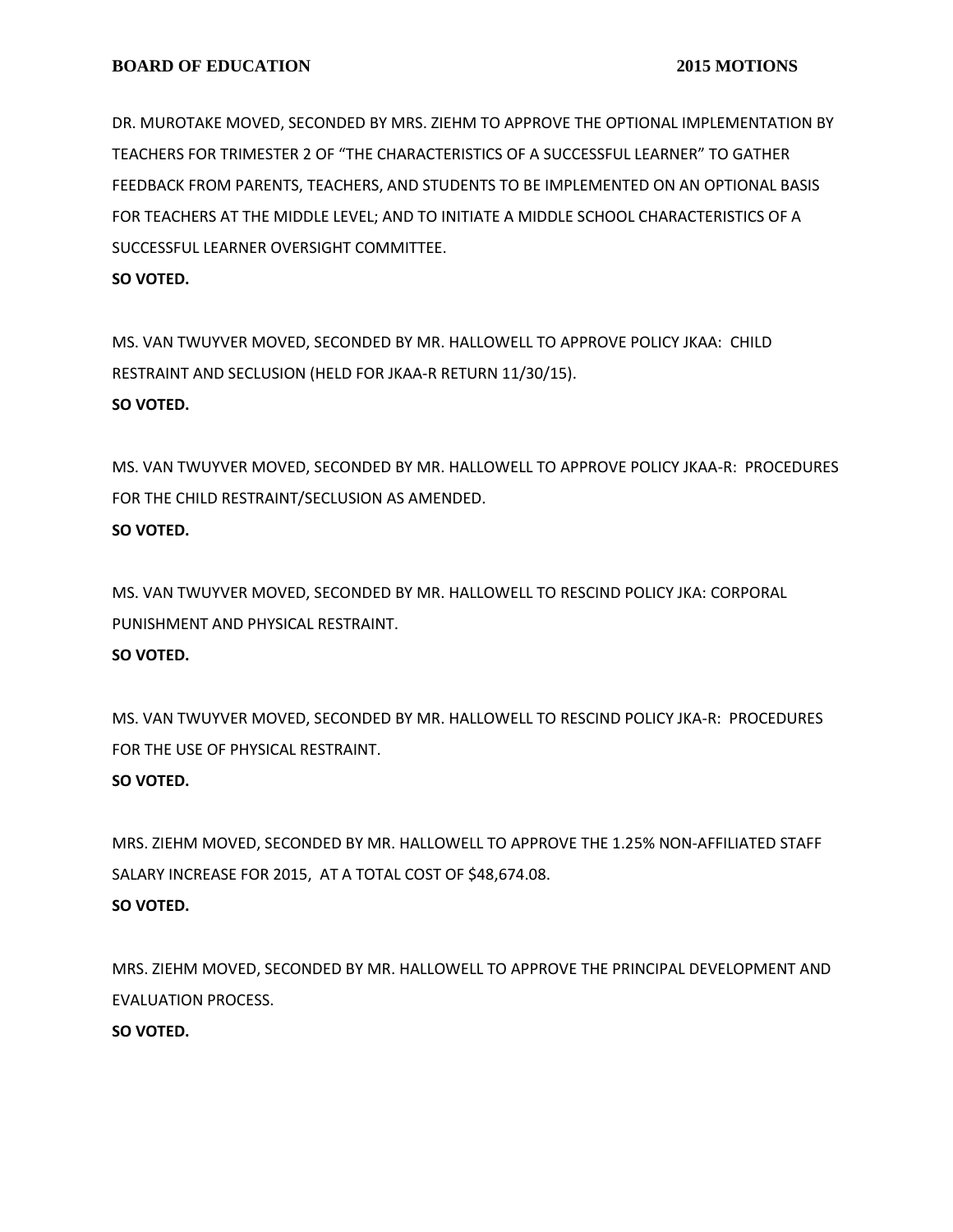DR. MUROTAKE MOVED, SECONDED BY MRS. ZIEHM TO APPROVE THE OPTIONAL IMPLEMENTATION BY TEACHERS FOR TRIMESTER 2 OF "THE CHARACTERISTICS OF A SUCCESSFUL LEARNER" TO GATHER FEEDBACK FROM PARENTS, TEACHERS, AND STUDENTS TO BE IMPLEMENTED ON AN OPTIONAL BASIS FOR TEACHERS AT THE MIDDLE LEVEL; AND TO INITIATE A MIDDLE SCHOOL CHARACTERISTICS OF A SUCCESSFUL LEARNER OVERSIGHT COMMITTEE.

**SO VOTED.**

MS. VAN TWUYVER MOVED, SECONDED BY MR. HALLOWELL TO APPROVE POLICY JKAA: CHILD RESTRAINT AND SECLUSION (HELD FOR JKAA-R RETURN 11/30/15).

**SO VOTED.**

MS. VAN TWUYVER MOVED, SECONDED BY MR. HALLOWELL TO APPROVE POLICY JKAA-R: PROCEDURES FOR THE CHILD RESTRAINT/SECLUSION AS AMENDED.

**SO VOTED.**

MS. VAN TWUYVER MOVED, SECONDED BY MR. HALLOWELL TO RESCIND POLICY JKA: CORPORAL PUNISHMENT AND PHYSICAL RESTRAINT.

**SO VOTED.**

MS. VAN TWUYVER MOVED, SECONDED BY MR. HALLOWELL TO RESCIND POLICY JKA-R: PROCEDURES FOR THE USE OF PHYSICAL RESTRAINT.

**SO VOTED.**

MRS. ZIEHM MOVED, SECONDED BY MR. HALLOWELL TO APPROVE THE 1.25% NON-AFFILIATED STAFF SALARY INCREASE FOR 2015, AT A TOTAL COST OF $48,674.08.

**SO VOTED.**

MRS. ZIEHM MOVED, SECONDED BY MR. HALLOWELL TO APPROVE THE PRINCIPAL DEVELOPMENT AND EVALUATION PROCESS.

**SO VOTED.**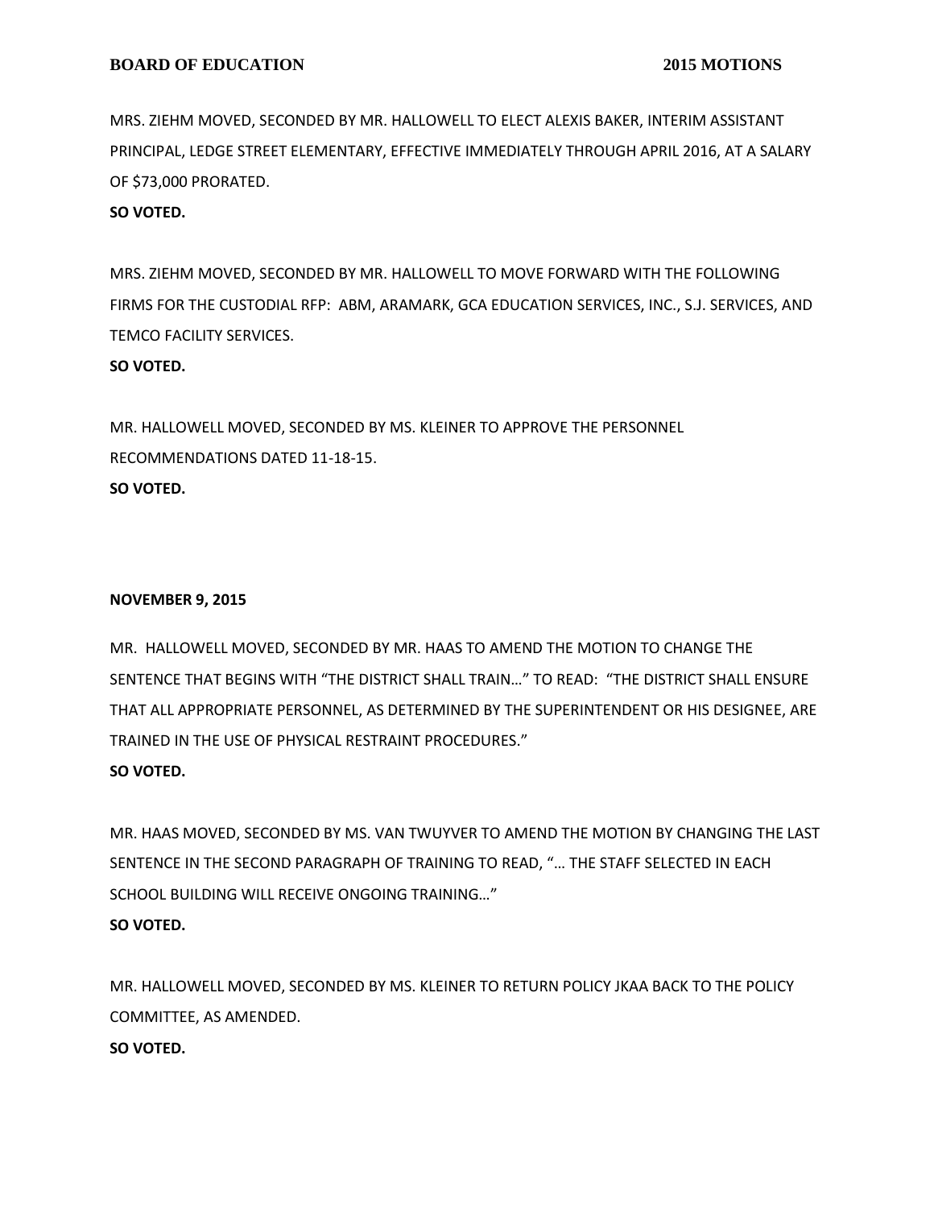MRS. ZIEHM MOVED, SECONDED BY MR. HALLOWELL TO ELECT ALEXIS BAKER, INTERIM ASSISTANT PRINCIPAL, LEDGE STREET ELEMENTARY, EFFECTIVE IMMEDIATELY THROUGH APRIL 2016, AT A SALARY OF $73,000 PRORATED.

**SO VOTED.**

MRS. ZIEHM MOVED, SECONDED BY MR. HALLOWELL TO MOVE FORWARD WITH THE FOLLOWING FIRMS FOR THE CUSTODIAL RFP: ABM, ARAMARK, GCA EDUCATION SERVICES, INC., S.J. SERVICES, AND TEMCO FACILITY SERVICES.

**SO VOTED.**

MR. HALLOWELL MOVED, SECONDED BY MS. KLEINER TO APPROVE THE PERSONNEL RECOMMENDATIONS DATED 11-18-15.

**SO VOTED.**

**NOVEMBER 9, 2015**

MR. HALLOWELL MOVED, SECONDED BY MR. HAAS TO AMEND THE MOTION TO CHANGE THE SENTENCE THAT BEGINS WITH "THE DISTRICT SHALL TRAIN…" TO READ: "THE DISTRICT SHALL ENSURE THAT ALL APPROPRIATE PERSONNEL, AS DETERMINED BY THE SUPERINTENDENT OR HIS DESIGNEE, ARE TRAINED IN THE USE OF PHYSICAL RESTRAINT PROCEDURES."

**SO VOTED.**

MR. HAAS MOVED, SECONDED BY MS. VAN TWUYVER TO AMEND THE MOTION BY CHANGING THE LAST SENTENCE IN THE SECOND PARAGRAPH OF TRAINING TO READ, "… THE STAFF SELECTED IN EACH SCHOOL BUILDING WILL RECEIVE ONGOING TRAINING…"

**SO VOTED.**

MR. HALLOWELL MOVED, SECONDED BY MS. KLEINER TO RETURN POLICY JKAA BACK TO THE POLICY COMMITTEE, AS AMENDED.

**SO VOTED.**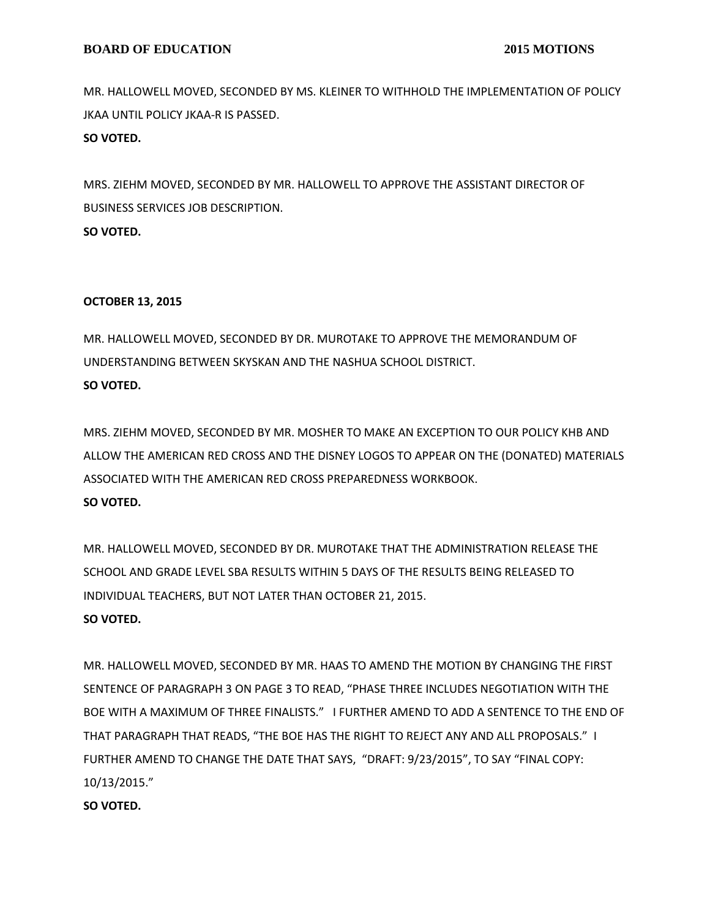MR. HALLOWELL MOVED, SECONDED BY MS. KLEINER TO WITHHOLD THE IMPLEMENTATION OF POLICY JKAA UNTIL POLICY JKAA-R IS PASSED.
**SO VOTED.**

MRS. ZIEHM MOVED, SECONDED BY MR. HALLOWELL TO APPROVE THE ASSISTANT DIRECTOR OF BUSINESS SERVICES JOB DESCRIPTION.
**SO VOTED.**

**OCTOBER 13, 2015**

MR. HALLOWELL MOVED, SECONDED BY DR. MUROTAKE TO APPROVE THE MEMORANDUM OF UNDERSTANDING BETWEEN SKYSKAN AND THE NASHUA SCHOOL DISTRICT.
**SO VOTED.**

MRS. ZIEHM MOVED, SECONDED BY MR. MOSHER TO MAKE AN EXCEPTION TO OUR POLICY KHB AND ALLOW THE AMERICAN RED CROSS AND THE DISNEY LOGOS TO APPEAR ON THE (DONATED) MATERIALS ASSOCIATED WITH THE AMERICAN RED CROSS PREPAREDNESS WORKBOOK.
**SO VOTED.**

MR. HALLOWELL MOVED, SECONDED BY DR. MUROTAKE THAT THE ADMINISTRATION RELEASE THE SCHOOL AND GRADE LEVEL SBA RESULTS WITHIN 5 DAYS OF THE RESULTS BEING RELEASED TO INDIVIDUAL TEACHERS, BUT NOT LATER THAN OCTOBER 21, 2015.
**SO VOTED.**

MR. HALLOWELL MOVED, SECONDED BY MR. HAAS TO AMEND THE MOTION BY CHANGING THE FIRST SENTENCE OF PARAGRAPH 3 ON PAGE 3 TO READ, "PHASE THREE INCLUDES NEGOTIATION WITH THE BOE WITH A MAXIMUM OF THREE FINALISTS." I FURTHER AMEND TO ADD A SENTENCE TO THE END OF THAT PARAGRAPH THAT READS, "THE BOE HAS THE RIGHT TO REJECT ANY AND ALL PROPOSALS." I FURTHER AMEND TO CHANGE THE DATE THAT SAYS, "DRAFT: 9/23/2015", TO SAY "FINAL COPY: 10/13/2015."
**SO VOTED.**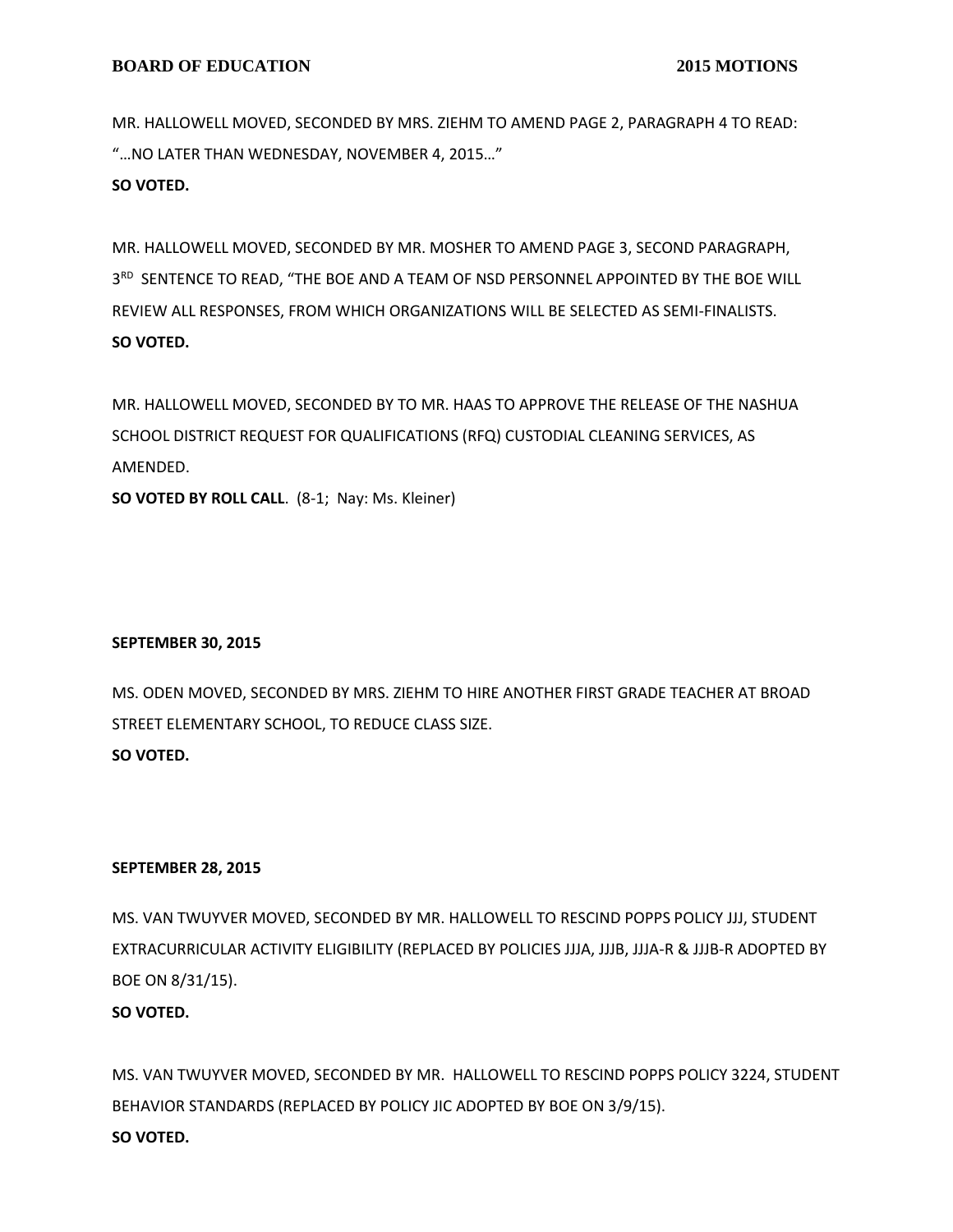MR. HALLOWELL MOVED, SECONDED BY MRS. ZIEHM TO AMEND PAGE 2, PARAGRAPH 4 TO READ: "…NO LATER THAN WEDNESDAY, NOVEMBER 4, 2015…"
**SO VOTED.**

MR. HALLOWELL MOVED, SECONDED BY MR. MOSHER TO AMEND PAGE 3, SECOND PARAGRAPH, 3RD SENTENCE TO READ, "THE BOE AND A TEAM OF NSD PERSONNEL APPOINTED BY THE BOE WILL REVIEW ALL RESPONSES, FROM WHICH ORGANIZATIONS WILL BE SELECTED AS SEMI-FINALISTS.
**SO VOTED.**

MR. HALLOWELL MOVED, SECONDED BY TO MR. HAAS TO APPROVE THE RELEASE OF THE NASHUA SCHOOL DISTRICT REQUEST FOR QUALIFICATIONS (RFQ) CUSTODIAL CLEANING SERVICES, AS AMENDED.
**SO VOTED BY ROLL CALL**. (8-1; Nay: Ms. Kleiner)

**SEPTEMBER 30, 2015**

MS. ODEN MOVED, SECONDED BY MRS. ZIEHM TO HIRE ANOTHER FIRST GRADE TEACHER AT BROAD STREET ELEMENTARY SCHOOL, TO REDUCE CLASS SIZE.
**SO VOTED.**

**SEPTEMBER 28, 2015**

MS. VAN TWUYVER MOVED, SECONDED BY MR. HALLOWELL TO RESCIND POPPS POLICY JJJ, STUDENT EXTRACURRICULAR ACTIVITY ELIGIBILITY (REPLACED BY POLICIES JJJA, JJJB, JJJA-R & JJJB-R ADOPTED BY BOE ON 8/31/15).
**SO VOTED.**

MS. VAN TWUYVER MOVED, SECONDED BY MR. HALLOWELL TO RESCIND POPPS POLICY 3224, STUDENT BEHAVIOR STANDARDS (REPLACED BY POLICY JIC ADOPTED BY BOE ON 3/9/15).
**SO VOTED.**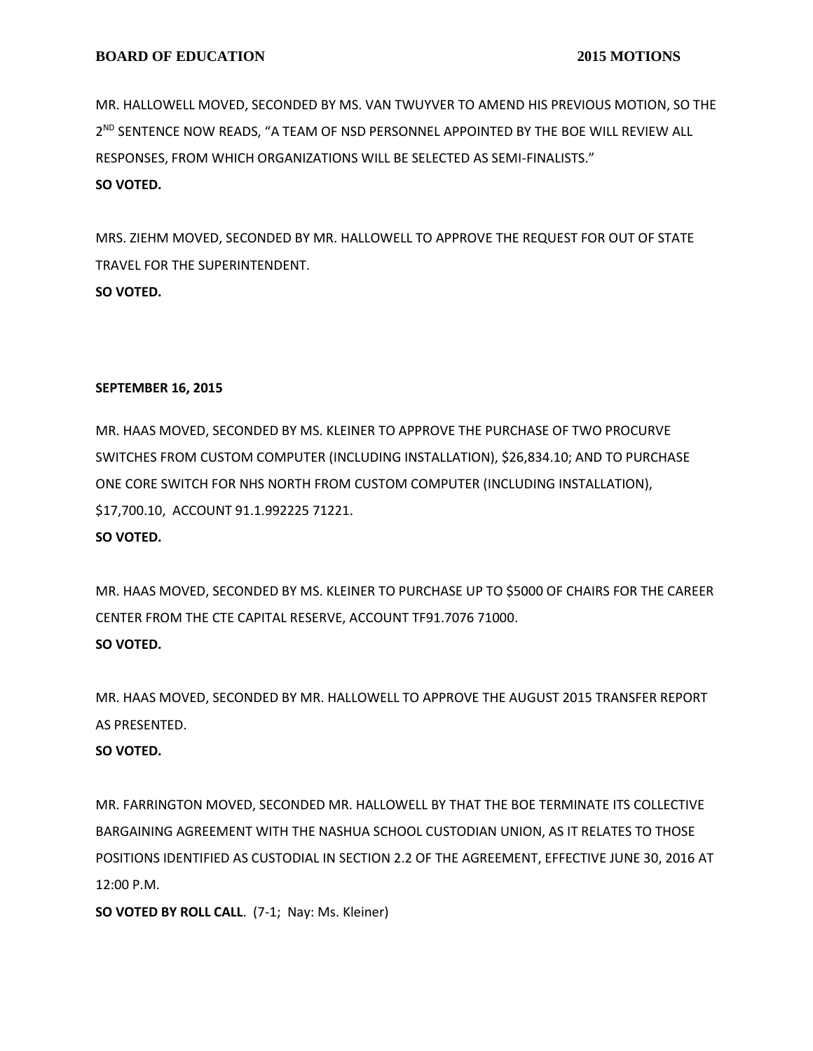MR. HALLOWELL MOVED, SECONDED BY MS. VAN TWUYVER TO AMEND HIS PREVIOUS MOTION, SO THE 2ND SENTENCE NOW READS, "A TEAM OF NSD PERSONNEL APPOINTED BY THE BOE WILL REVIEW ALL RESPONSES, FROM WHICH ORGANIZATIONS WILL BE SELECTED AS SEMI-FINALISTS."
**SO VOTED.**

MRS. ZIEHM MOVED, SECONDED BY MR. HALLOWELL TO APPROVE THE REQUEST FOR OUT OF STATE TRAVEL FOR THE SUPERINTENDENT.
**SO VOTED.**

**SEPTEMBER 16, 2015**

MR. HAAS MOVED, SECONDED BY MS. KLEINER TO APPROVE THE PURCHASE OF TWO PROCURVE SWITCHES FROM CUSTOM COMPUTER (INCLUDING INSTALLATION), $26,834.10; AND TO PURCHASE ONE CORE SWITCH FOR NHS NORTH FROM CUSTOM COMPUTER (INCLUDING INSTALLATION), $17,700.10, ACCOUNT 91.1.992225 71221.
**SO VOTED.**

MR. HAAS MOVED, SECONDED BY MS. KLEINER TO PURCHASE UP TO $5000 OF CHAIRS FOR THE CAREER CENTER FROM THE CTE CAPITAL RESERVE, ACCOUNT TF91.7076 71000.
**SO VOTED.**

MR. HAAS MOVED, SECONDED BY MR. HALLOWELL TO APPROVE THE AUGUST 2015 TRANSFER REPORT AS PRESENTED.
**SO VOTED.**

MR. FARRINGTON MOVED, SECONDED MR. HALLOWELL BY THAT THE BOE TERMINATE ITS COLLECTIVE BARGAINING AGREEMENT WITH THE NASHUA SCHOOL CUSTODIAN UNION, AS IT RELATES TO THOSE POSITIONS IDENTIFIED AS CUSTODIAL IN SECTION 2.2 OF THE AGREEMENT, EFFECTIVE JUNE 30, 2016 AT 12:00 P.M.
**SO VOTED BY ROLL CALL**. (7-1; Nay: Ms. Kleiner)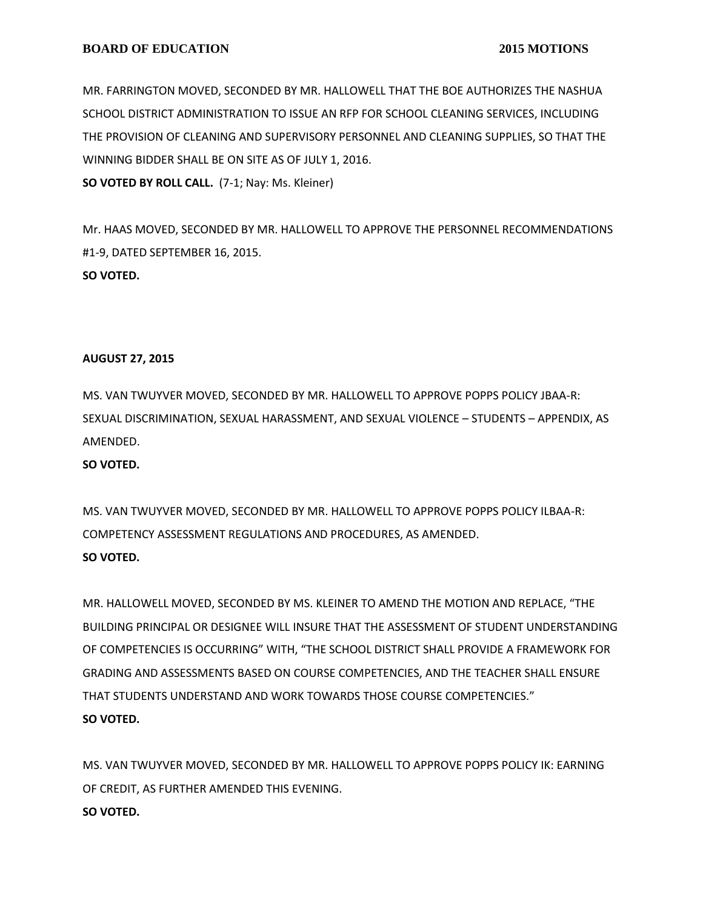MR. FARRINGTON MOVED, SECONDED BY MR. HALLOWELL THAT THE BOE AUTHORIZES THE NASHUA SCHOOL DISTRICT ADMINISTRATION TO ISSUE AN RFP FOR SCHOOL CLEANING SERVICES, INCLUDING THE PROVISION OF CLEANING AND SUPERVISORY PERSONNEL AND CLEANING SUPPLIES, SO THAT THE WINNING BIDDER SHALL BE ON SITE AS OF JULY 1, 2016.

**SO VOTED BY ROLL CALL.** (7-1; Nay: Ms. Kleiner)

Mr. HAAS MOVED, SECONDED BY MR. HALLOWELL TO APPROVE THE PERSONNEL RECOMMENDATIONS #1-9, DATED SEPTEMBER 16, 2015.

**SO VOTED.**

**AUGUST 27, 2015**

MS. VAN TWUYVER MOVED, SECONDED BY MR. HALLOWELL TO APPROVE POPPS POLICY JBAA-R: SEXUAL DISCRIMINATION, SEXUAL HARASSMENT, AND SEXUAL VIOLENCE – STUDENTS – APPENDIX, AS AMENDED.

**SO VOTED.**

MS. VAN TWUYVER MOVED, SECONDED BY MR. HALLOWELL TO APPROVE POPPS POLICY ILBAA-R: COMPETENCY ASSESSMENT REGULATIONS AND PROCEDURES, AS AMENDED.

**SO VOTED.**

MR. HALLOWELL MOVED, SECONDED BY MS. KLEINER TO AMEND THE MOTION AND REPLACE, "THE BUILDING PRINCIPAL OR DESIGNEE WILL INSURE THAT THE ASSESSMENT OF STUDENT UNDERSTANDING OF COMPETENCIES IS OCCURRING" WITH, "THE SCHOOL DISTRICT SHALL PROVIDE A FRAMEWORK FOR GRADING AND ASSESSMENTS BASED ON COURSE COMPETENCIES, AND THE TEACHER SHALL ENSURE THAT STUDENTS UNDERSTAND AND WORK TOWARDS THOSE COURSE COMPETENCIES."

**SO VOTED.**

MS. VAN TWUYVER MOVED, SECONDED BY MR. HALLOWELL TO APPROVE POPPS POLICY IK: EARNING OF CREDIT, AS FURTHER AMENDED THIS EVENING.

**SO VOTED.**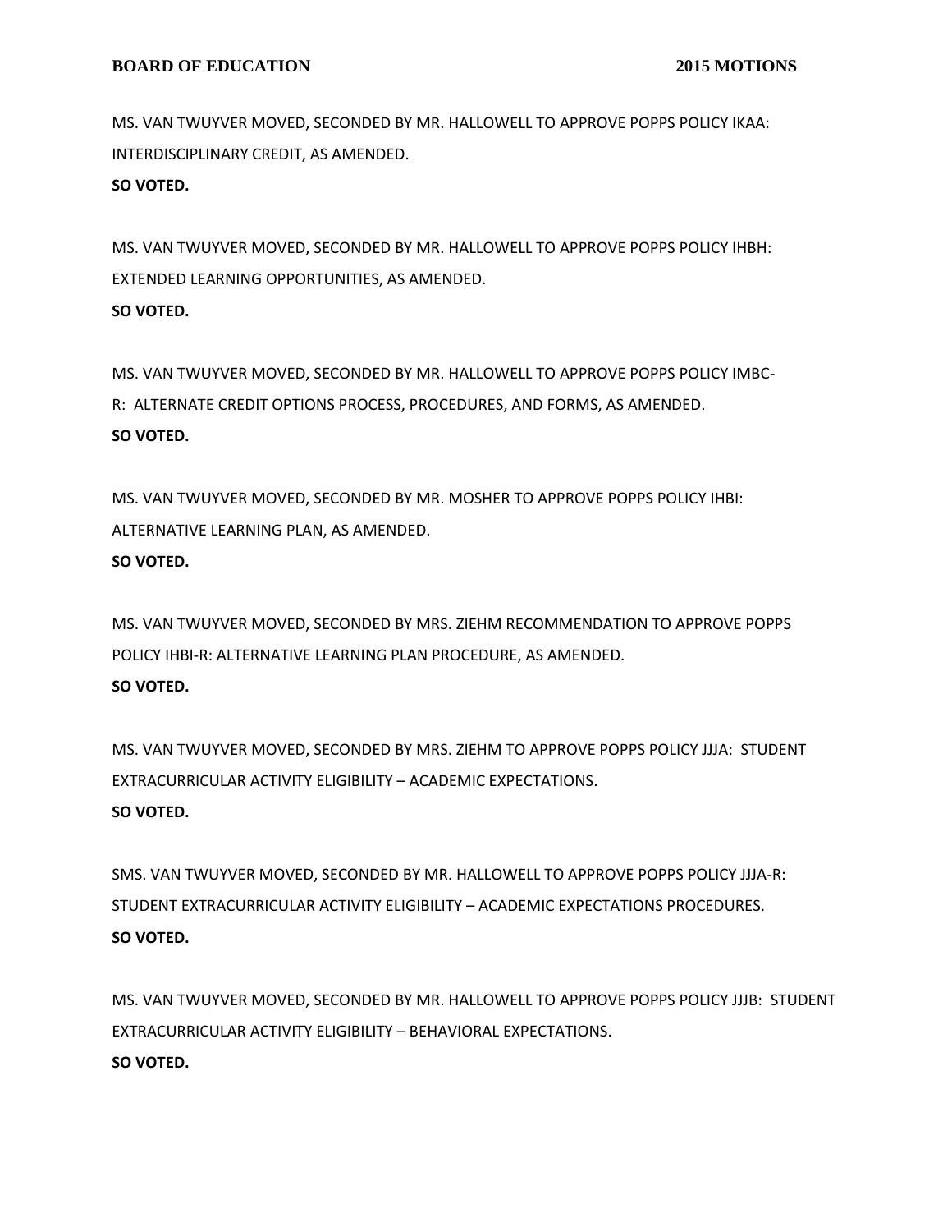MS. VAN TWUYVER MOVED, SECONDED BY MR. HALLOWELL TO APPROVE POPPS POLICY IKAA: INTERDISCIPLINARY CREDIT, AS AMENDED.

**SO VOTED.**

MS. VAN TWUYVER MOVED, SECONDED BY MR. HALLOWELL TO APPROVE POPPS POLICY IHBH: EXTENDED LEARNING OPPORTUNITIES, AS AMENDED.

**SO VOTED.**

MS. VAN TWUYVER MOVED, SECONDED BY MR. HALLOWELL TO APPROVE POPPS POLICY IMBC-R: ALTERNATE CREDIT OPTIONS PROCESS, PROCEDURES, AND FORMS, AS AMENDED.

**SO VOTED.**

MS. VAN TWUYVER MOVED, SECONDED BY MR. MOSHER TO APPROVE POPPS POLICY IHBI: ALTERNATIVE LEARNING PLAN, AS AMENDED.

**SO VOTED.**

MS. VAN TWUYVER MOVED, SECONDED BY MRS. ZIEHM RECOMMENDATION TO APPROVE POPPS POLICY IHBI-R: ALTERNATIVE LEARNING PLAN PROCEDURE, AS AMENDED.

**SO VOTED.**

MS. VAN TWUYVER MOVED, SECONDED BY MRS. ZIEHM TO APPROVE POPPS POLICY JJJA: STUDENT EXTRACURRICULAR ACTIVITY ELIGIBILITY – ACADEMIC EXPECTATIONS.

**SO VOTED.**

SMS. VAN TWUYVER MOVED, SECONDED BY MR. HALLOWELL TO APPROVE POPPS POLICY JJJA-R: STUDENT EXTRACURRICULAR ACTIVITY ELIGIBILITY – ACADEMIC EXPECTATIONS PROCEDURES.

**SO VOTED.**

MS. VAN TWUYVER MOVED, SECONDED BY MR. HALLOWELL TO APPROVE POPPS POLICY JJJB: STUDENT EXTRACURRICULAR ACTIVITY ELIGIBILITY – BEHAVIORAL EXPECTATIONS.

**SO VOTED.**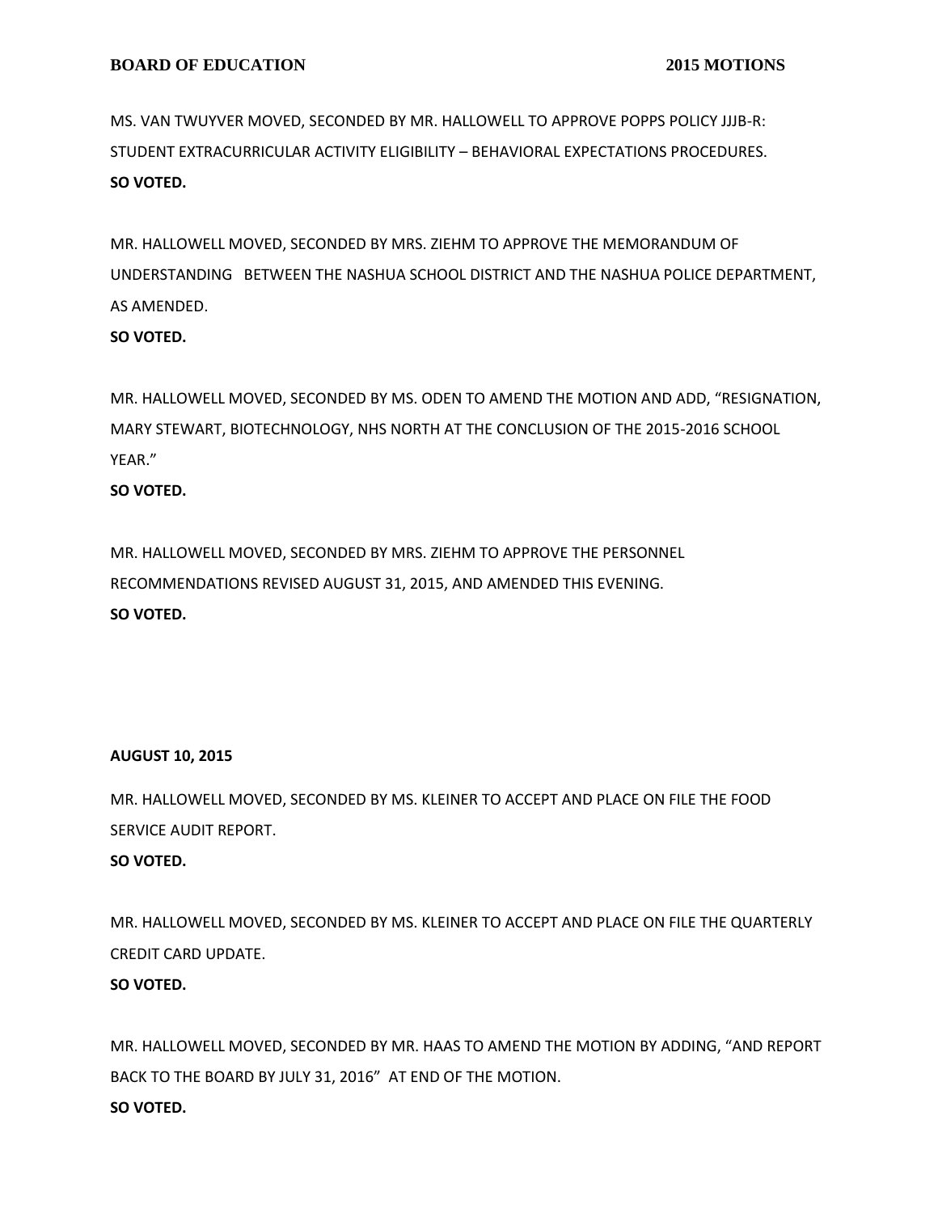MS. VAN TWUYVER MOVED, SECONDED BY MR. HALLOWELL TO APPROVE POPPS POLICY JJJB-R: STUDENT EXTRACURRICULAR ACTIVITY ELIGIBILITY – BEHAVIORAL EXPECTATIONS PROCEDURES.
**SO VOTED.**

MR. HALLOWELL MOVED, SECONDED BY MRS. ZIEHM TO APPROVE THE MEMORANDUM OF UNDERSTANDING BETWEEN THE NASHUA SCHOOL DISTRICT AND THE NASHUA POLICE DEPARTMENT, AS AMENDED.
**SO VOTED.**

MR. HALLOWELL MOVED, SECONDED BY MS. ODEN TO AMEND THE MOTION AND ADD, "RESIGNATION, MARY STEWART, BIOTECHNOLOGY, NHS NORTH AT THE CONCLUSION OF THE 2015-2016 SCHOOL YEAR."
**SO VOTED.**

MR. HALLOWELL MOVED, SECONDED BY MRS. ZIEHM TO APPROVE THE PERSONNEL RECOMMENDATIONS REVISED AUGUST 31, 2015, AND AMENDED THIS EVENING.
**SO VOTED.**

**AUGUST 10, 2015**

MR. HALLOWELL MOVED, SECONDED BY MS. KLEINER TO ACCEPT AND PLACE ON FILE THE FOOD SERVICE AUDIT REPORT.
**SO VOTED.**

MR. HALLOWELL MOVED, SECONDED BY MS. KLEINER TO ACCEPT AND PLACE ON FILE THE QUARTERLY CREDIT CARD UPDATE.
**SO VOTED.**

MR. HALLOWELL MOVED, SECONDED BY MR. HAAS TO AMEND THE MOTION BY ADDING, "AND REPORT BACK TO THE BOARD BY JULY 31, 2016" AT END OF THE MOTION.
**SO VOTED.**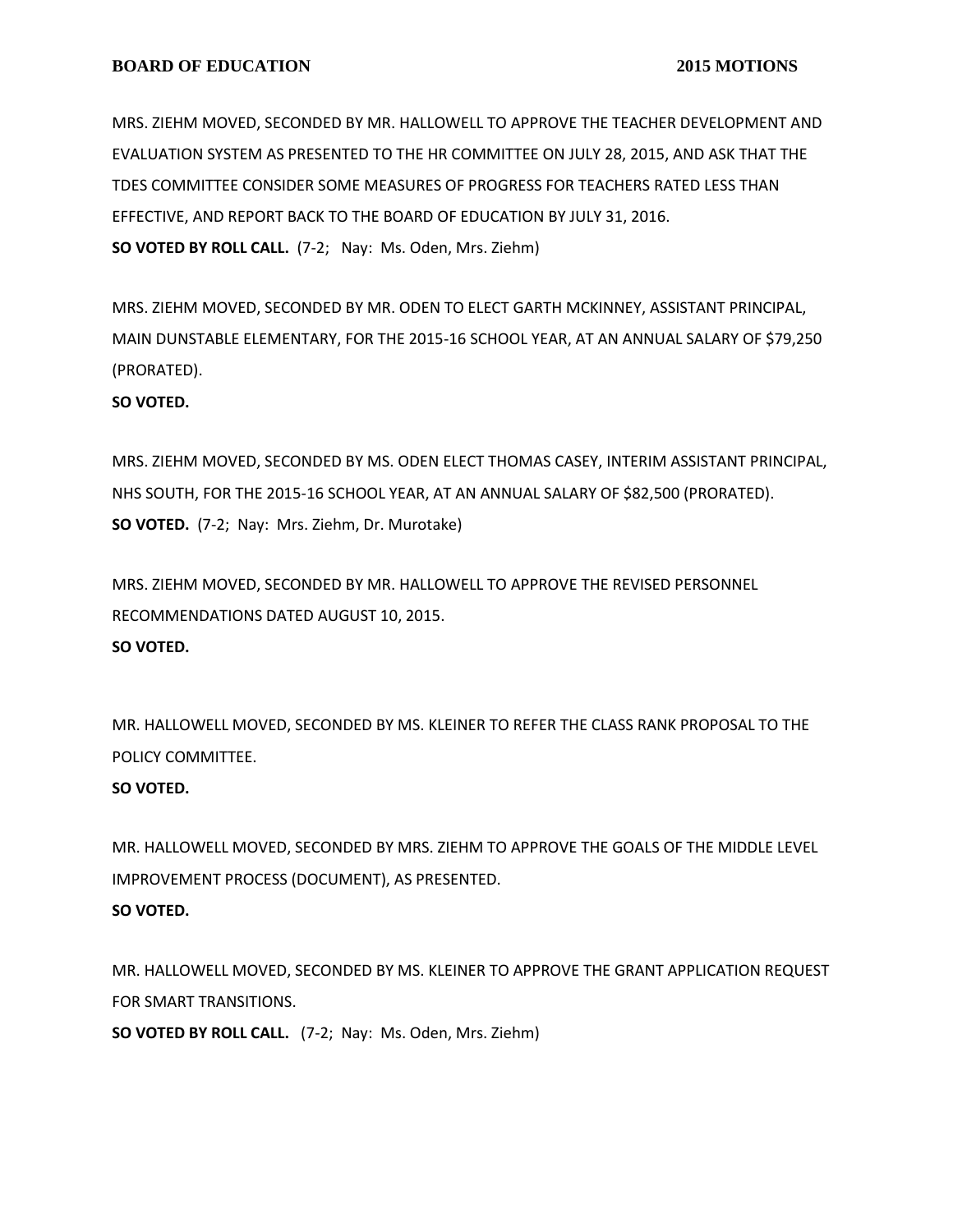MRS. ZIEHM MOVED, SECONDED BY MR. HALLOWELL TO APPROVE THE TEACHER DEVELOPMENT AND EVALUATION SYSTEM AS PRESENTED TO THE HR COMMITTEE ON JULY 28, 2015, AND ASK THAT THE TDES COMMITTEE CONSIDER SOME MEASURES OF PROGRESS FOR TEACHERS RATED LESS THAN EFFECTIVE, AND REPORT BACK TO THE BOARD OF EDUCATION BY JULY 31, 2016.
**SO VOTED BY ROLL CALL.** (7-2; Nay: Ms. Oden, Mrs. Ziehm)

MRS. ZIEHM MOVED, SECONDED BY MR. ODEN TO ELECT GARTH MCKINNEY, ASSISTANT PRINCIPAL, MAIN DUNSTABLE ELEMENTARY, FOR THE 2015-16 SCHOOL YEAR, AT AN ANNUAL SALARY OF $79,250 (PRORATED).
**SO VOTED.**

MRS. ZIEHM MOVED, SECONDED BY MS. ODEN ELECT THOMAS CASEY, INTERIM ASSISTANT PRINCIPAL, NHS SOUTH, FOR THE 2015-16 SCHOOL YEAR, AT AN ANNUAL SALARY OF $82,500 (PRORATED).
**SO VOTED.** (7-2; Nay: Mrs. Ziehm, Dr. Murotake)

MRS. ZIEHM MOVED, SECONDED BY MR. HALLOWELL TO APPROVE THE REVISED PERSONNEL RECOMMENDATIONS DATED AUGUST 10, 2015.
**SO VOTED.**

MR. HALLOWELL MOVED, SECONDED BY MS. KLEINER TO REFER THE CLASS RANK PROPOSAL TO THE POLICY COMMITTEE.
**SO VOTED.**

MR. HALLOWELL MOVED, SECONDED BY MRS. ZIEHM TO APPROVE THE GOALS OF THE MIDDLE LEVEL IMPROVEMENT PROCESS (DOCUMENT), AS PRESENTED.
**SO VOTED.**

MR. HALLOWELL MOVED, SECONDED BY MS. KLEINER TO APPROVE THE GRANT APPLICATION REQUEST FOR SMART TRANSITIONS.
**SO VOTED BY ROLL CALL.** (7-2; Nay: Ms. Oden, Mrs. Ziehm)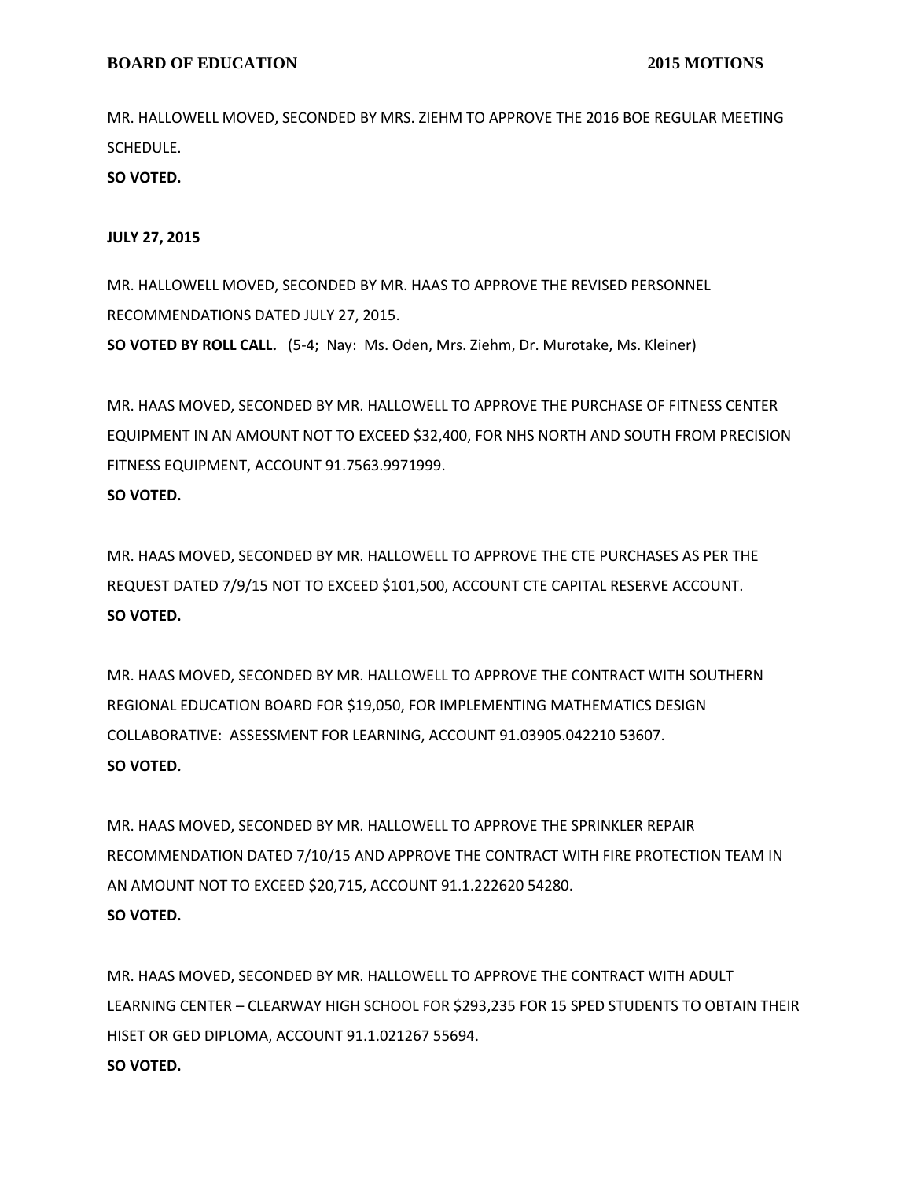MR. HALLOWELL MOVED, SECONDED BY MRS. ZIEHM TO APPROVE THE 2016 BOE REGULAR MEETING SCHEDULE.

**SO VOTED.**

**JULY 27, 2015**

MR. HALLOWELL MOVED, SECONDED BY MR. HAAS TO APPROVE THE REVISED PERSONNEL RECOMMENDATIONS DATED JULY 27, 2015.

**SO VOTED BY ROLL CALL.** (5-4; Nay: Ms. Oden, Mrs. Ziehm, Dr. Murotake, Ms. Kleiner)

MR. HAAS MOVED, SECONDED BY MR. HALLOWELL TO APPROVE THE PURCHASE OF FITNESS CENTER EQUIPMENT IN AN AMOUNT NOT TO EXCEED $32,400, FOR NHS NORTH AND SOUTH FROM PRECISION FITNESS EQUIPMENT, ACCOUNT 91.7563.9971999.

**SO VOTED.**

MR. HAAS MOVED, SECONDED BY MR. HALLOWELL TO APPROVE THE CTE PURCHASES AS PER THE REQUEST DATED 7/9/15 NOT TO EXCEED $101,500, ACCOUNT CTE CAPITAL RESERVE ACCOUNT.

**SO VOTED.**

MR. HAAS MOVED, SECONDED BY MR. HALLOWELL TO APPROVE THE CONTRACT WITH SOUTHERN REGIONAL EDUCATION BOARD FOR $19,050, FOR IMPLEMENTING MATHEMATICS DESIGN COLLABORATIVE: ASSESSMENT FOR LEARNING, ACCOUNT 91.03905.042210 53607.

**SO VOTED.**

MR. HAAS MOVED, SECONDED BY MR. HALLOWELL TO APPROVE THE SPRINKLER REPAIR RECOMMENDATION DATED 7/10/15 AND APPROVE THE CONTRACT WITH FIRE PROTECTION TEAM IN AN AMOUNT NOT TO EXCEED $20,715, ACCOUNT 91.1.222620 54280.

**SO VOTED.**

MR. HAAS MOVED, SECONDED BY MR. HALLOWELL TO APPROVE THE CONTRACT WITH ADULT LEARNING CENTER – CLEARWAY HIGH SCHOOL FOR $293,235 FOR 15 SPED STUDENTS TO OBTAIN THEIR HISET OR GED DIPLOMA, ACCOUNT 91.1.021267 55694.

**SO VOTED.**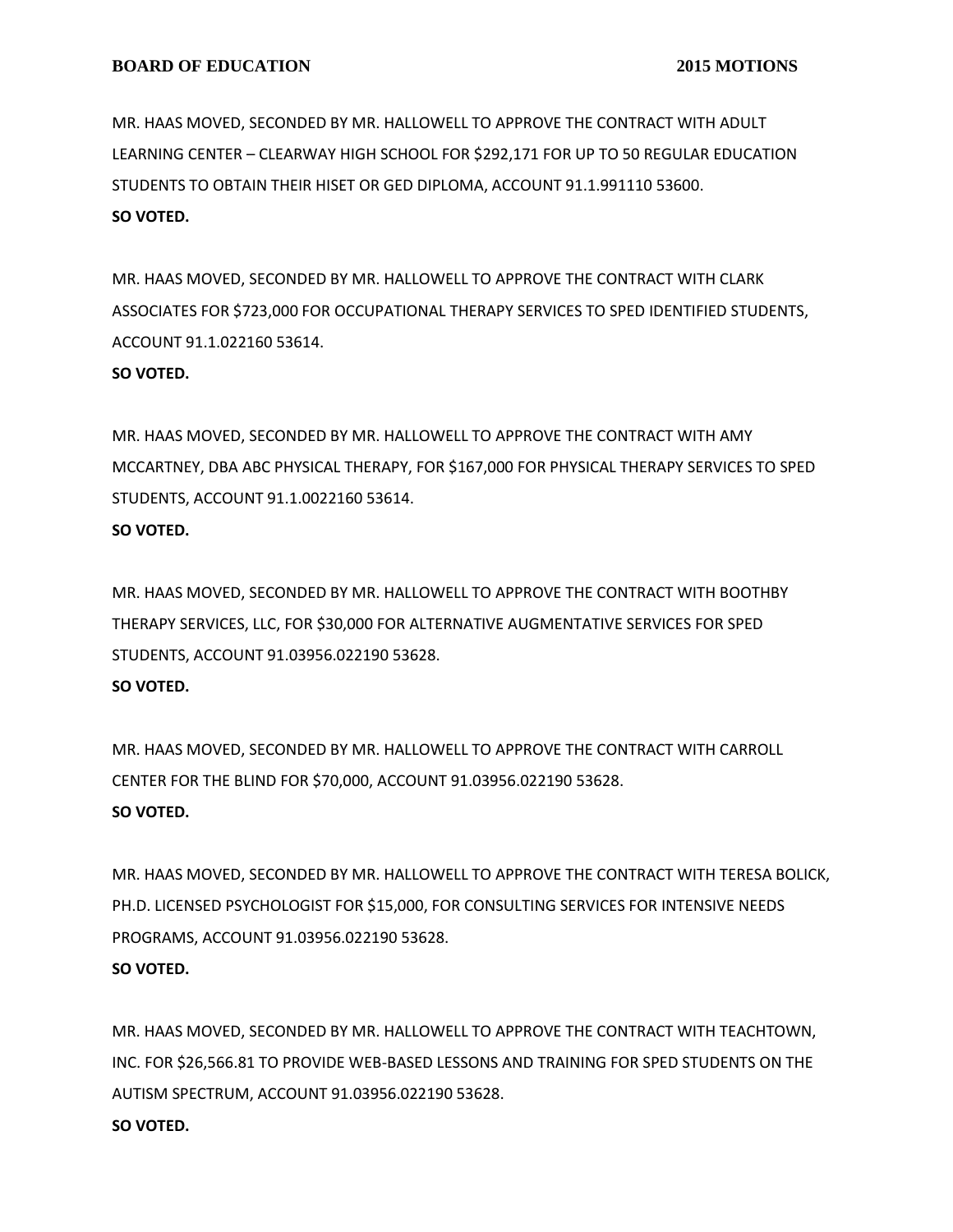MR. HAAS MOVED, SECONDED BY MR. HALLOWELL TO APPROVE THE CONTRACT WITH ADULT LEARNING CENTER – CLEARWAY HIGH SCHOOL FOR $292,171 FOR UP TO 50 REGULAR EDUCATION STUDENTS TO OBTAIN THEIR HISET OR GED DIPLOMA, ACCOUNT 91.1.991110 53600.
**SO VOTED.**

MR. HAAS MOVED, SECONDED BY MR. HALLOWELL TO APPROVE THE CONTRACT WITH CLARK ASSOCIATES FOR $723,000 FOR OCCUPATIONAL THERAPY SERVICES TO SPED IDENTIFIED STUDENTS, ACCOUNT 91.1.022160 53614.
**SO VOTED.**

MR. HAAS MOVED, SECONDED BY MR. HALLOWELL TO APPROVE THE CONTRACT WITH AMY MCCARTNEY, DBA ABC PHYSICAL THERAPY, FOR $167,000 FOR PHYSICAL THERAPY SERVICES TO SPED STUDENTS, ACCOUNT 91.1.0022160 53614.
**SO VOTED.**

MR. HAAS MOVED, SECONDED BY MR. HALLOWELL TO APPROVE THE CONTRACT WITH BOOTHBY THERAPY SERVICES, LLC, FOR $30,000 FOR ALTERNATIVE AUGMENTATIVE SERVICES FOR SPED STUDENTS, ACCOUNT 91.03956.022190 53628.
**SO VOTED.**

MR. HAAS MOVED, SECONDED BY MR. HALLOWELL TO APPROVE THE CONTRACT WITH CARROLL CENTER FOR THE BLIND FOR $70,000, ACCOUNT 91.03956.022190 53628.
**SO VOTED.**

MR. HAAS MOVED, SECONDED BY MR. HALLOWELL TO APPROVE THE CONTRACT WITH TERESA BOLICK, PH.D. LICENSED PSYCHOLOGIST FOR $15,000, FOR CONSULTING SERVICES FOR INTENSIVE NEEDS PROGRAMS, ACCOUNT 91.03956.022190 53628.
**SO VOTED.**

MR. HAAS MOVED, SECONDED BY MR. HALLOWELL TO APPROVE THE CONTRACT WITH TEACHTOWN, INC. FOR $26,566.81 TO PROVIDE WEB-BASED LESSONS AND TRAINING FOR SPED STUDENTS ON THE AUTISM SPECTRUM, ACCOUNT 91.03956.022190 53628.
**SO VOTED.**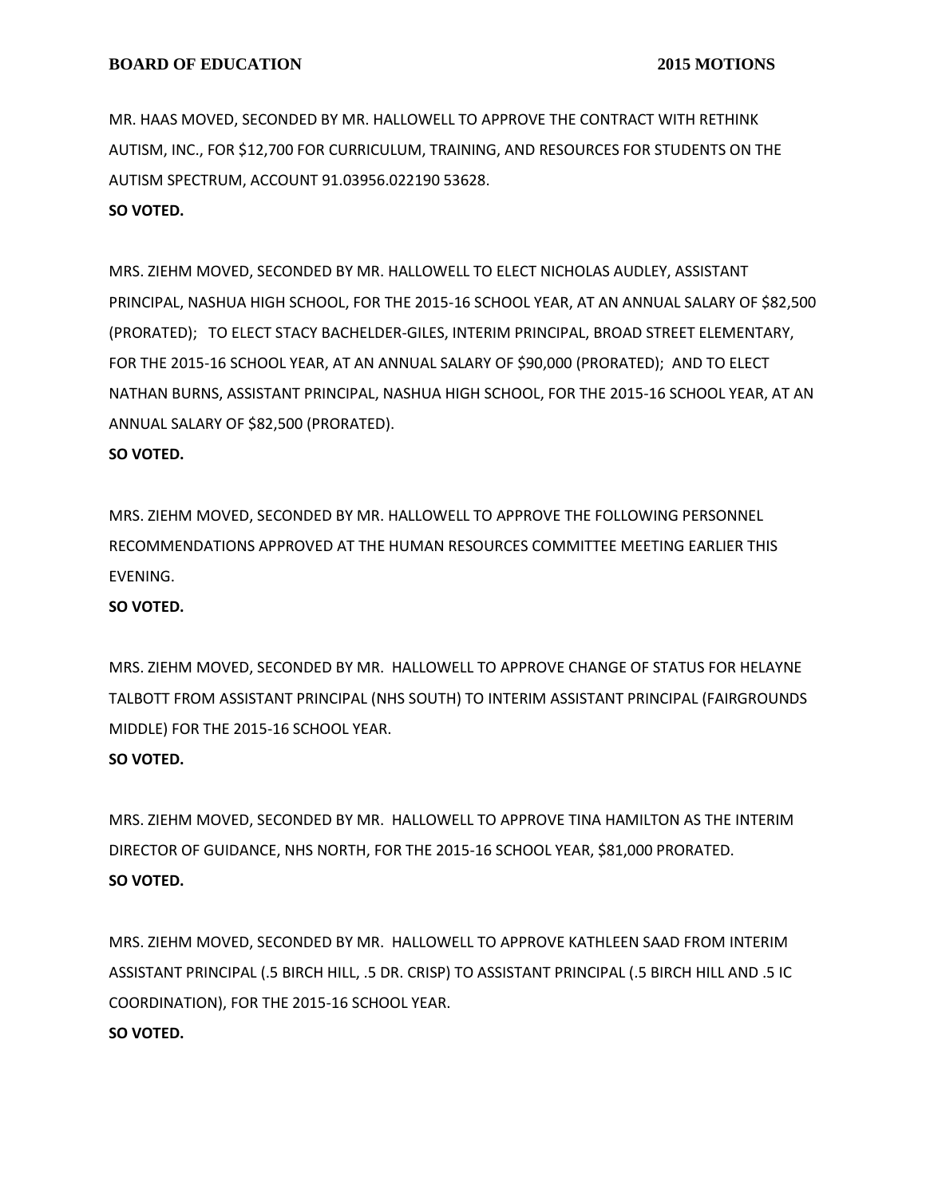MR. HAAS MOVED, SECONDED BY MR. HALLOWELL TO APPROVE THE CONTRACT WITH RETHINK AUTISM, INC., FOR $12,700 FOR CURRICULUM, TRAINING, AND RESOURCES FOR STUDENTS ON THE AUTISM SPECTRUM, ACCOUNT 91.03956.022190 53628.

**SO VOTED.**

MRS. ZIEHM MOVED, SECONDED BY MR. HALLOWELL TO ELECT NICHOLAS AUDLEY, ASSISTANT PRINCIPAL, NASHUA HIGH SCHOOL, FOR THE 2015-16 SCHOOL YEAR, AT AN ANNUAL SALARY OF $82,500 (PRORATED); TO ELECT STACY BACHELDER-GILES, INTERIM PRINCIPAL, BROAD STREET ELEMENTARY, FOR THE 2015-16 SCHOOL YEAR, AT AN ANNUAL SALARY OF $90,000 (PRORATED); AND TO ELECT NATHAN BURNS, ASSISTANT PRINCIPAL, NASHUA HIGH SCHOOL, FOR THE 2015-16 SCHOOL YEAR, AT AN ANNUAL SALARY OF $82,500 (PRORATED).

**SO VOTED.**

MRS. ZIEHM MOVED, SECONDED BY MR. HALLOWELL TO APPROVE THE FOLLOWING PERSONNEL RECOMMENDATIONS APPROVED AT THE HUMAN RESOURCES COMMITTEE MEETING EARLIER THIS EVENING.

**SO VOTED.**

MRS. ZIEHM MOVED, SECONDED BY MR. HALLOWELL TO APPROVE CHANGE OF STATUS FOR HELAYNE TALBOTT FROM ASSISTANT PRINCIPAL (NHS SOUTH) TO INTERIM ASSISTANT PRINCIPAL (FAIRGROUNDS MIDDLE) FOR THE 2015-16 SCHOOL YEAR.

**SO VOTED.**

MRS. ZIEHM MOVED, SECONDED BY MR. HALLOWELL TO APPROVE TINA HAMILTON AS THE INTERIM DIRECTOR OF GUIDANCE, NHS NORTH, FOR THE 2015-16 SCHOOL YEAR, $81,000 PRORATED.

**SO VOTED.**

MRS. ZIEHM MOVED, SECONDED BY MR. HALLOWELL TO APPROVE KATHLEEN SAAD FROM INTERIM ASSISTANT PRINCIPAL (.5 BIRCH HILL, .5 DR. CRISP) TO ASSISTANT PRINCIPAL (.5 BIRCH HILL AND .5 IC COORDINATION), FOR THE 2015-16 SCHOOL YEAR.

**SO VOTED.**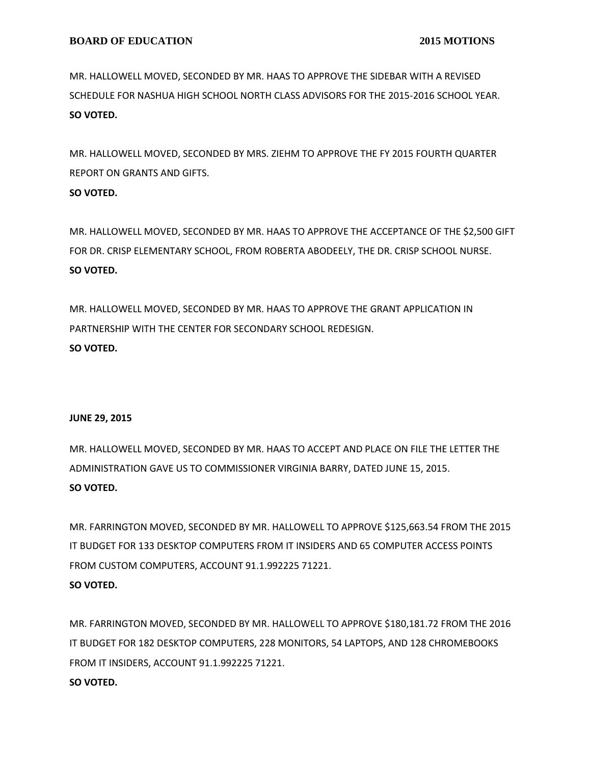MR. HALLOWELL MOVED, SECONDED BY MR. HAAS TO APPROVE THE SIDEBAR WITH A REVISED SCHEDULE FOR NASHUA HIGH SCHOOL NORTH CLASS ADVISORS FOR THE 2015-2016 SCHOOL YEAR.
**SO VOTED.**

MR. HALLOWELL MOVED, SECONDED BY MRS. ZIEHM TO APPROVE THE FY 2015 FOURTH QUARTER REPORT ON GRANTS AND GIFTS.
**SO VOTED.**

MR. HALLOWELL MOVED, SECONDED BY MR. HAAS TO APPROVE THE ACCEPTANCE OF THE $2,500 GIFT FOR DR. CRISP ELEMENTARY SCHOOL, FROM ROBERTA ABODEELY, THE DR. CRISP SCHOOL NURSE.
**SO VOTED.**

MR. HALLOWELL MOVED, SECONDED BY MR. HAAS TO APPROVE THE GRANT APPLICATION IN PARTNERSHIP WITH THE CENTER FOR SECONDARY SCHOOL REDESIGN.
**SO VOTED.**

**JUNE 29, 2015**

MR. HALLOWELL MOVED, SECONDED BY MR. HAAS TO ACCEPT AND PLACE ON FILE THE LETTER THE ADMINISTRATION GAVE US TO COMMISSIONER VIRGINIA BARRY, DATED JUNE 15, 2015.
**SO VOTED.**

MR. FARRINGTON MOVED, SECONDED BY MR. HALLOWELL TO APPROVE $125,663.54 FROM THE 2015 IT BUDGET FOR 133 DESKTOP COMPUTERS FROM IT INSIDERS AND 65 COMPUTER ACCESS POINTS FROM CUSTOM COMPUTERS, ACCOUNT 91.1.992225 71221.
**SO VOTED.**

MR. FARRINGTON MOVED, SECONDED BY MR. HALLOWELL TO APPROVE $180,181.72 FROM THE 2016 IT BUDGET FOR 182 DESKTOP COMPUTERS, 228 MONITORS, 54 LAPTOPS, AND 128 CHROMEBOOKS FROM IT INSIDERS, ACCOUNT 91.1.992225 71221.
**SO VOTED.**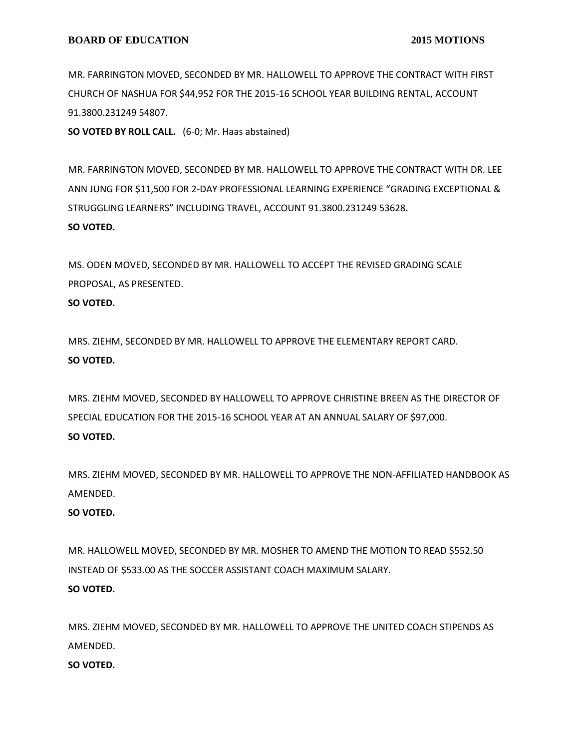MR. FARRINGTON MOVED, SECONDED BY MR. HALLOWELL TO APPROVE THE CONTRACT WITH FIRST CHURCH OF NASHUA FOR $44,952 FOR THE 2015-16 SCHOOL YEAR BUILDING RENTAL, ACCOUNT 91.3800.231249 54807.
**SO VOTED BY ROLL CALL.** (6-0; Mr. Haas abstained)

MR. FARRINGTON MOVED, SECONDED BY MR. HALLOWELL TO APPROVE THE CONTRACT WITH DR. LEE ANN JUNG FOR $11,500 FOR 2-DAY PROFESSIONAL LEARNING EXPERIENCE "GRADING EXCEPTIONAL & STRUGGLING LEARNERS" INCLUDING TRAVEL, ACCOUNT 91.3800.231249 53628.
**SO VOTED.**

MS. ODEN MOVED, SECONDED BY MR. HALLOWELL TO ACCEPT THE REVISED GRADING SCALE PROPOSAL, AS PRESENTED.
**SO VOTED.**

MRS. ZIEHM, SECONDED BY MR. HALLOWELL TO APPROVE THE ELEMENTARY REPORT CARD.
**SO VOTED.**

MRS. ZIEHM MOVED, SECONDED BY HALLOWELL TO APPROVE CHRISTINE BREEN AS THE DIRECTOR OF SPECIAL EDUCATION FOR THE 2015-16 SCHOOL YEAR AT AN ANNUAL SALARY OF $97,000.
**SO VOTED.**

MRS. ZIEHM MOVED, SECONDED BY MR. HALLOWELL TO APPROVE THE NON-AFFILIATED HANDBOOK AS AMENDED.
**SO VOTED.**

MR. HALLOWELL MOVED, SECONDED BY MR. MOSHER TO AMEND THE MOTION TO READ $552.50 INSTEAD OF $533.00 AS THE SOCCER ASSISTANT COACH MAXIMUM SALARY.
**SO VOTED.**

MRS. ZIEHM MOVED, SECONDED BY MR. HALLOWELL TO APPROVE THE UNITED COACH STIPENDS AS AMENDED.
**SO VOTED.**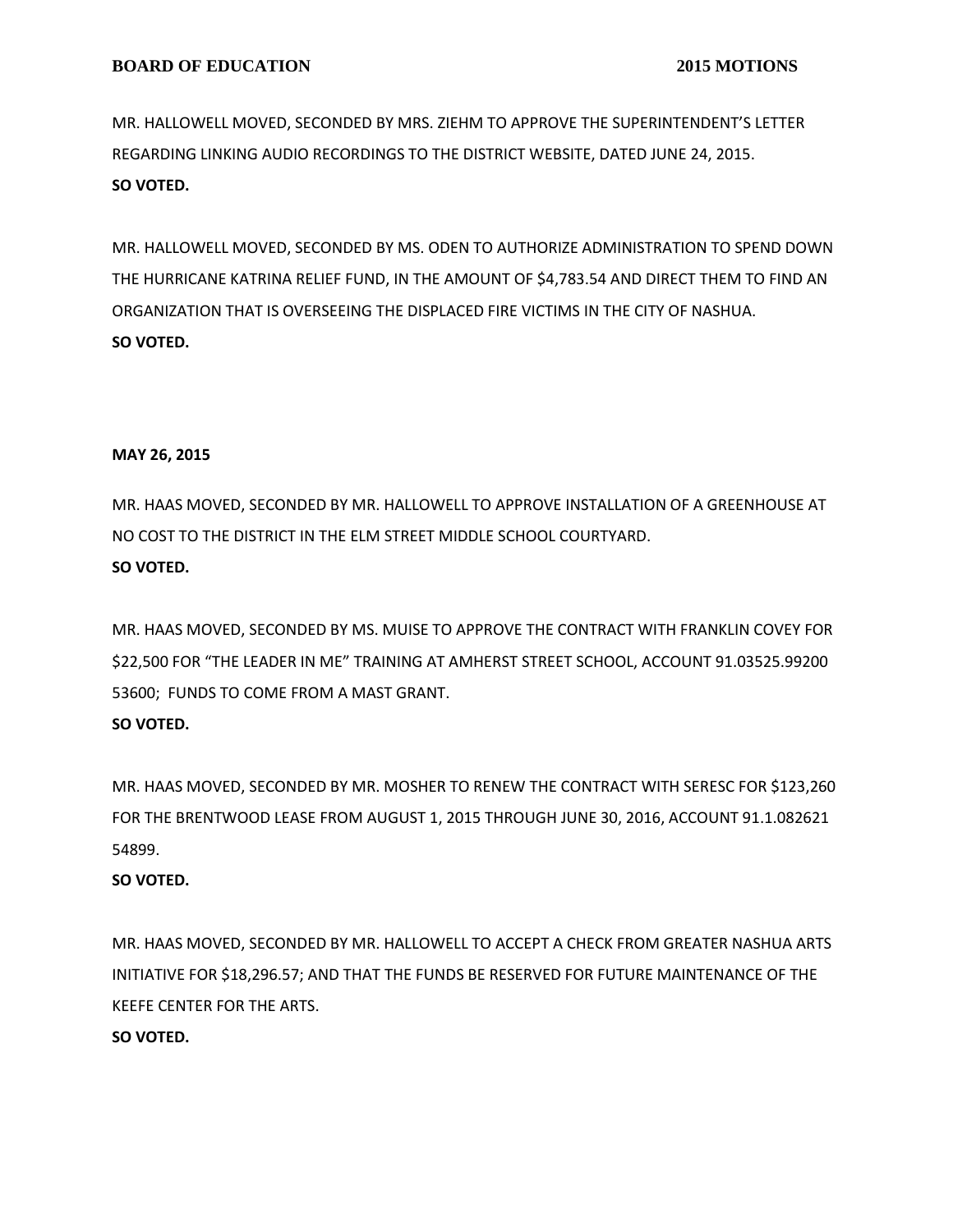MR. HALLOWELL MOVED, SECONDED BY MRS. ZIEHM TO APPROVE THE SUPERINTENDENT'S LETTER REGARDING LINKING AUDIO RECORDINGS TO THE DISTRICT WEBSITE, DATED JUNE 24, 2015.
**SO VOTED.**

MR. HALLOWELL MOVED, SECONDED BY MS. ODEN TO AUTHORIZE ADMINISTRATION TO SPEND DOWN THE HURRICANE KATRINA RELIEF FUND, IN THE AMOUNT OF $4,783.54 AND DIRECT THEM TO FIND AN ORGANIZATION THAT IS OVERSEEING THE DISPLACED FIRE VICTIMS IN THE CITY OF NASHUA.
**SO VOTED.**

**MAY 26, 2015**

MR. HAAS MOVED, SECONDED BY MR. HALLOWELL TO APPROVE INSTALLATION OF A GREENHOUSE AT NO COST TO THE DISTRICT IN THE ELM STREET MIDDLE SCHOOL COURTYARD.
**SO VOTED.**

MR. HAAS MOVED, SECONDED BY MS. MUISE TO APPROVE THE CONTRACT WITH FRANKLIN COVEY FOR $22,500 FOR "THE LEADER IN ME" TRAINING AT AMHERST STREET SCHOOL, ACCOUNT 91.03525.99200 53600; FUNDS TO COME FROM A MAST GRANT.
**SO VOTED.**

MR. HAAS MOVED, SECONDED BY MR. MOSHER TO RENEW THE CONTRACT WITH SERESC FOR $123,260 FOR THE BRENTWOOD LEASE FROM AUGUST 1, 2015 THROUGH JUNE 30, 2016, ACCOUNT 91.1.082621 54899.
**SO VOTED.**

MR. HAAS MOVED, SECONDED BY MR. HALLOWELL TO ACCEPT A CHECK FROM GREATER NASHUA ARTS INITIATIVE FOR $18,296.57; AND THAT THE FUNDS BE RESERVED FOR FUTURE MAINTENANCE OF THE KEEFE CENTER FOR THE ARTS.
**SO VOTED.**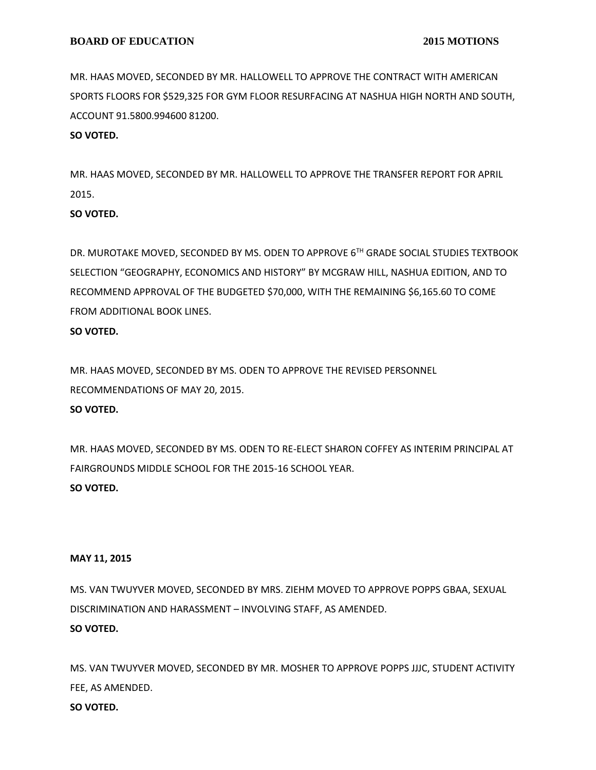MR. HAAS MOVED, SECONDED BY MR. HALLOWELL TO APPROVE THE CONTRACT WITH AMERICAN SPORTS FLOORS FOR $529,325 FOR GYM FLOOR RESURFACING AT NASHUA HIGH NORTH AND SOUTH, ACCOUNT 91.5800.994600 81200.

**SO VOTED.**

MR. HAAS MOVED, SECONDED BY MR. HALLOWELL TO APPROVE THE TRANSFER REPORT FOR APRIL 2015.

**SO VOTED.**

DR. MUROTAKE MOVED, SECONDED BY MS. ODEN TO APPROVE 6TH GRADE SOCIAL STUDIES TEXTBOOK SELECTION "GEOGRAPHY, ECONOMICS AND HISTORY" BY MCGRAW HILL, NASHUA EDITION, AND TO RECOMMEND APPROVAL OF THE BUDGETED $70,000, WITH THE REMAINING $6,165.60 TO COME FROM ADDITIONAL BOOK LINES.

**SO VOTED.**

MR. HAAS MOVED, SECONDED BY MS. ODEN TO APPROVE THE REVISED PERSONNEL RECOMMENDATIONS OF MAY 20, 2015.

**SO VOTED.**

MR. HAAS MOVED, SECONDED BY MS. ODEN TO RE-ELECT SHARON COFFEY AS INTERIM PRINCIPAL AT FAIRGROUNDS MIDDLE SCHOOL FOR THE 2015-16 SCHOOL YEAR.

**SO VOTED.**

**MAY 11, 2015**

MS. VAN TWUYVER MOVED, SECONDED BY MRS. ZIEHM MOVED TO APPROVE POPPS GBAA, SEXUAL DISCRIMINATION AND HARASSMENT – INVOLVING STAFF, AS AMENDED.

**SO VOTED.**

MS. VAN TWUYVER MOVED, SECONDED BY MR. MOSHER TO APPROVE POPPS JJJC, STUDENT ACTIVITY FEE, AS AMENDED.

**SO VOTED.**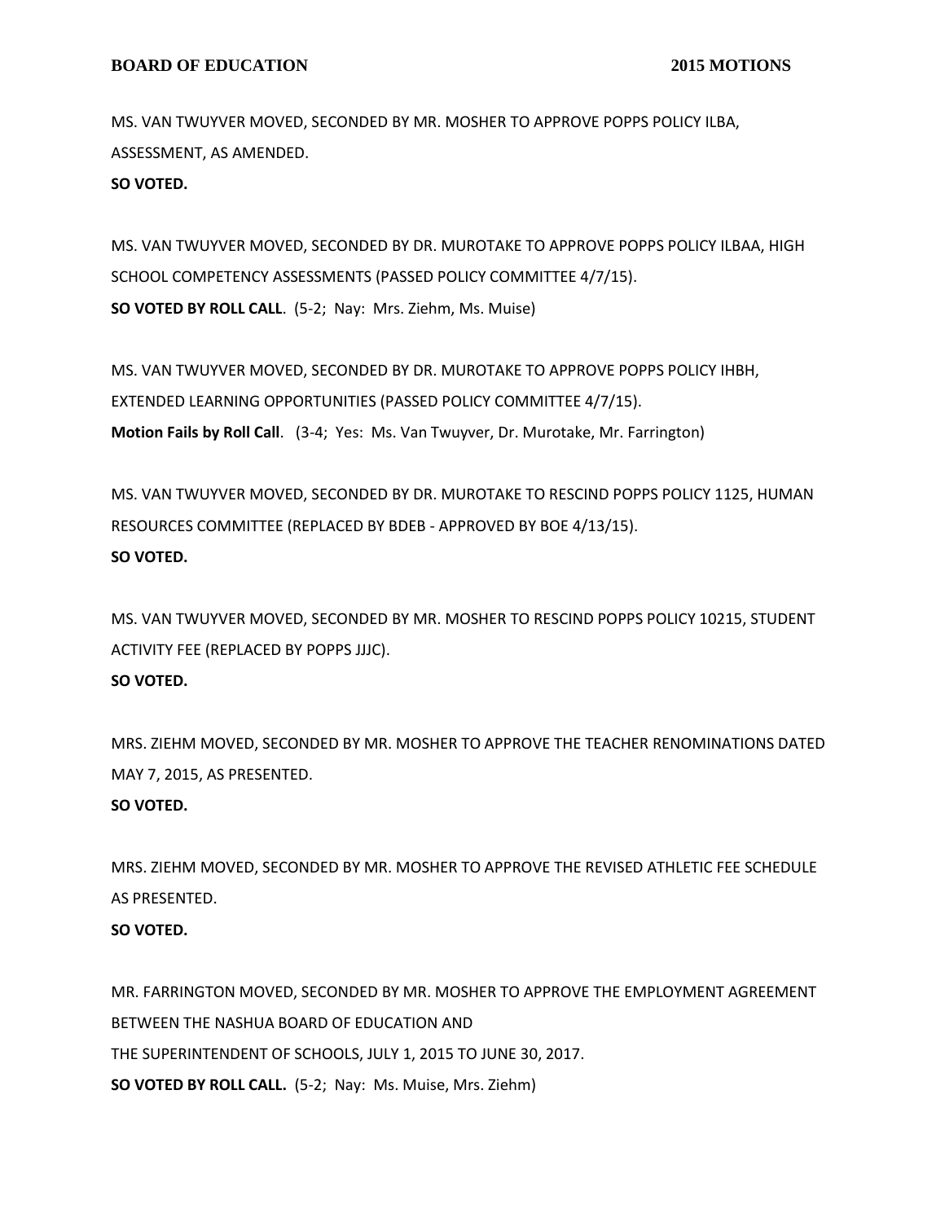MS. VAN TWUYVER MOVED, SECONDED BY MR. MOSHER TO APPROVE POPPS POLICY ILBA, ASSESSMENT, AS AMENDED.
**SO VOTED.**

MS. VAN TWUYVER MOVED, SECONDED BY DR. MUROTAKE TO APPROVE POPPS POLICY ILBAA, HIGH SCHOOL COMPETENCY ASSESSMENTS (PASSED POLICY COMMITTEE 4/7/15).
**SO VOTED BY ROLL CALL**. (5-2; Nay: Mrs. Ziehm, Ms. Muise)

MS. VAN TWUYVER MOVED, SECONDED BY DR. MUROTAKE TO APPROVE POPPS POLICY IHBH, EXTENDED LEARNING OPPORTUNITIES (PASSED POLICY COMMITTEE 4/7/15).
**Motion Fails by Roll Call**. (3-4; Yes: Ms. Van Twuyver, Dr. Murotake, Mr. Farrington)

MS. VAN TWUYVER MOVED, SECONDED BY DR. MUROTAKE TO RESCIND POPPS POLICY 1125, HUMAN RESOURCES COMMITTEE (REPLACED BY BDEB - APPROVED BY BOE 4/13/15).
**SO VOTED.**

MS. VAN TWUYVER MOVED, SECONDED BY MR. MOSHER TO RESCIND POPPS POLICY 10215, STUDENT ACTIVITY FEE (REPLACED BY POPPS JJJC).
**SO VOTED.**

MRS. ZIEHM MOVED, SECONDED BY MR. MOSHER TO APPROVE THE TEACHER RENOMINATIONS DATED MAY 7, 2015, AS PRESENTED.
**SO VOTED.**

MRS. ZIEHM MOVED, SECONDED BY MR. MOSHER TO APPROVE THE REVISED ATHLETIC FEE SCHEDULE AS PRESENTED.
**SO VOTED.**

MR. FARRINGTON MOVED, SECONDED BY MR. MOSHER TO APPROVE THE EMPLOYMENT AGREEMENT BETWEEN THE NASHUA BOARD OF EDUCATION AND
THE SUPERINTENDENT OF SCHOOLS, JULY 1, 2015 TO JUNE 30, 2017.
**SO VOTED BY ROLL CALL.** (5-2; Nay: Ms. Muise, Mrs. Ziehm)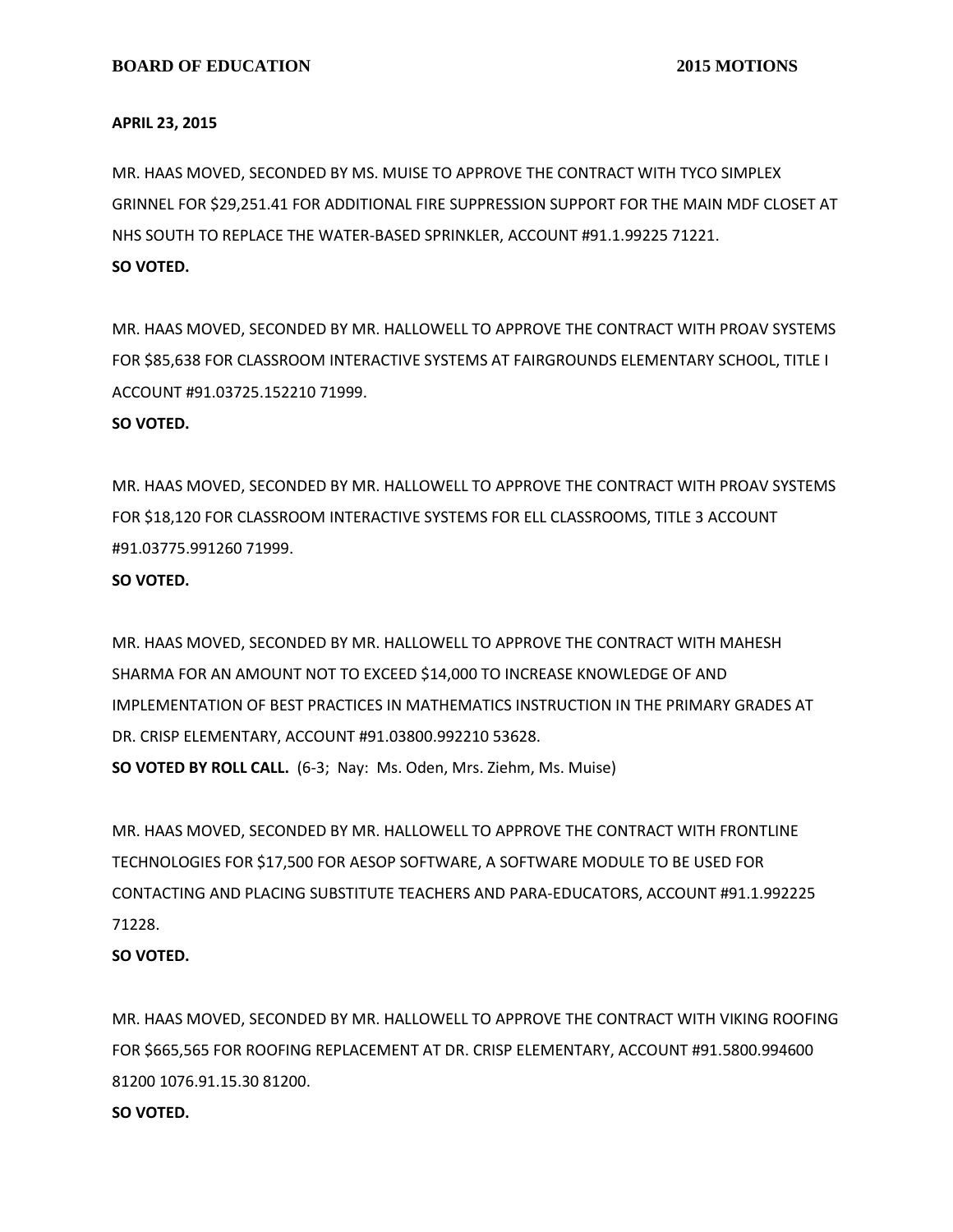**APRIL 23, 2015**

MR. HAAS MOVED, SECONDED BY MS. MUISE TO APPROVE THE CONTRACT WITH TYCO SIMPLEX GRINNEL FOR $29,251.41 FOR ADDITIONAL FIRE SUPPRESSION SUPPORT FOR THE MAIN MDF CLOSET AT NHS SOUTH TO REPLACE THE WATER-BASED SPRINKLER, ACCOUNT #91.1.99225 71221.
**SO VOTED.**

MR. HAAS MOVED, SECONDED BY MR. HALLOWELL TO APPROVE THE CONTRACT WITH PROAV SYSTEMS FOR $85,638 FOR CLASSROOM INTERACTIVE SYSTEMS AT FAIRGROUNDS ELEMENTARY SCHOOL, TITLE I ACCOUNT #91.03725.152210 71999.
**SO VOTED.**

MR. HAAS MOVED, SECONDED BY MR. HALLOWELL TO APPROVE THE CONTRACT WITH PROAV SYSTEMS FOR $18,120 FOR CLASSROOM INTERACTIVE SYSTEMS FOR ELL CLASSROOMS, TITLE 3 ACCOUNT #91.03775.991260 71999.
**SO VOTED.**

MR. HAAS MOVED, SECONDED BY MR. HALLOWELL TO APPROVE THE CONTRACT WITH MAHESH SHARMA FOR AN AMOUNT NOT TO EXCEED $14,000 TO INCREASE KNOWLEDGE OF AND IMPLEMENTATION OF BEST PRACTICES IN MATHEMATICS INSTRUCTION IN THE PRIMARY GRADES AT DR. CRISP ELEMENTARY, ACCOUNT #91.03800.992210 53628.
**SO VOTED BY ROLL CALL.** (6-3; Nay: Ms. Oden, Mrs. Ziehm, Ms. Muise)

MR. HAAS MOVED, SECONDED BY MR. HALLOWELL TO APPROVE THE CONTRACT WITH FRONTLINE TECHNOLOGIES FOR $17,500 FOR AESOP SOFTWARE, A SOFTWARE MODULE TO BE USED FOR CONTACTING AND PLACING SUBSTITUTE TEACHERS AND PARA-EDUCATORS, ACCOUNT #91.1.992225 71228.
**SO VOTED.**

MR. HAAS MOVED, SECONDED BY MR. HALLOWELL TO APPROVE THE CONTRACT WITH VIKING ROOFING FOR $665,565 FOR ROOFING REPLACEMENT AT DR. CRISP ELEMENTARY, ACCOUNT #91.5800.994600 81200 1076.91.15.30 81200.
**SO VOTED.**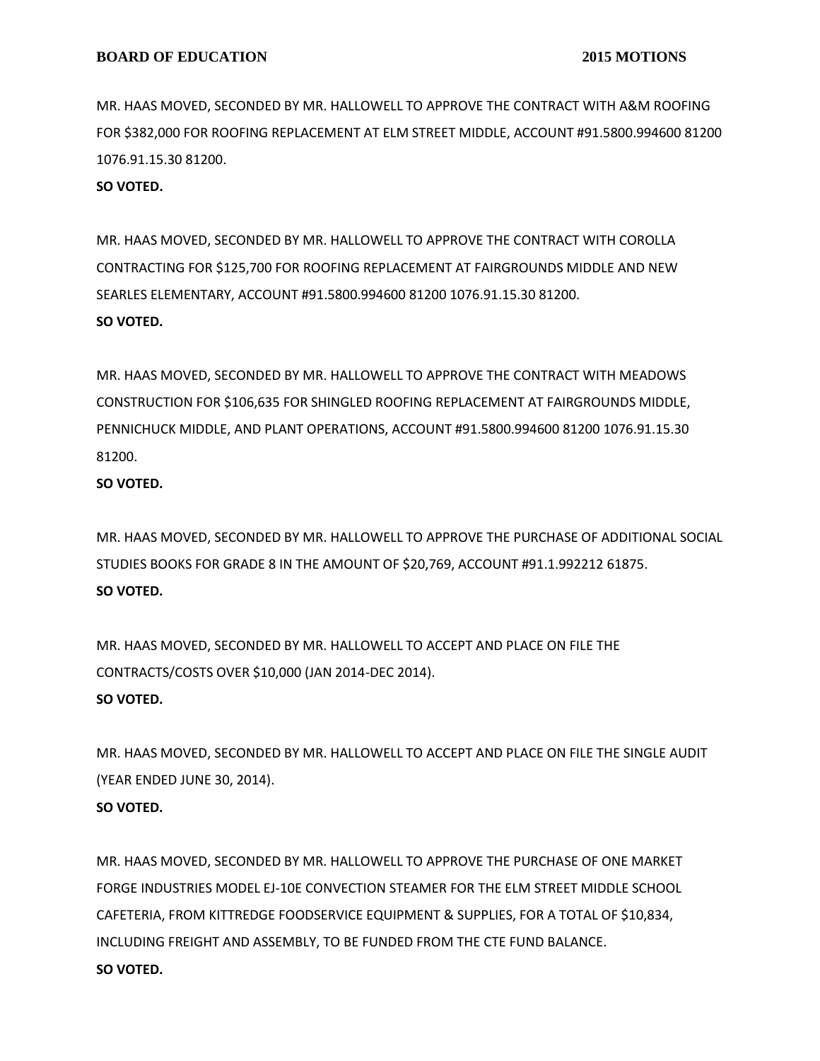MR. HAAS MOVED, SECONDED BY MR. HALLOWELL TO APPROVE THE CONTRACT WITH A&M ROOFING FOR $382,000 FOR ROOFING REPLACEMENT AT ELM STREET MIDDLE, ACCOUNT #91.5800.994600 81200 1076.91.15.30 81200.

**SO VOTED.**

MR. HAAS MOVED, SECONDED BY MR. HALLOWELL TO APPROVE THE CONTRACT WITH COROLLA CONTRACTING FOR $125,700 FOR ROOFING REPLACEMENT AT FAIRGROUNDS MIDDLE AND NEW SEARLES ELEMENTARY, ACCOUNT #91.5800.994600 81200 1076.91.15.30 81200.

**SO VOTED.**

MR. HAAS MOVED, SECONDED BY MR. HALLOWELL TO APPROVE THE CONTRACT WITH MEADOWS CONSTRUCTION FOR $106,635 FOR SHINGLED ROOFING REPLACEMENT AT FAIRGROUNDS MIDDLE, PENNICHUCK MIDDLE, AND PLANT OPERATIONS, ACCOUNT #91.5800.994600 81200 1076.91.15.30 81200.

**SO VOTED.**

MR. HAAS MOVED, SECONDED BY MR. HALLOWELL TO APPROVE THE PURCHASE OF ADDITIONAL SOCIAL STUDIES BOOKS FOR GRADE 8 IN THE AMOUNT OF $20,769, ACCOUNT #91.1.992212 61875.

**SO VOTED.**

MR. HAAS MOVED, SECONDED BY MR. HALLOWELL TO ACCEPT AND PLACE ON FILE THE CONTRACTS/COSTS OVER $10,000 (JAN 2014-DEC 2014).

**SO VOTED.**

MR. HAAS MOVED, SECONDED BY MR. HALLOWELL TO ACCEPT AND PLACE ON FILE THE SINGLE AUDIT (YEAR ENDED JUNE 30, 2014).

**SO VOTED.**

MR. HAAS MOVED, SECONDED BY MR. HALLOWELL TO APPROVE THE PURCHASE OF ONE MARKET FORGE INDUSTRIES MODEL EJ-10E CONVECTION STEAMER FOR THE ELM STREET MIDDLE SCHOOL CAFETERIA, FROM KITTREDGE FOODSERVICE EQUIPMENT & SUPPLIES, FOR A TOTAL OF $10,834, INCLUDING FREIGHT AND ASSEMBLY, TO BE FUNDED FROM THE CTE FUND BALANCE.

**SO VOTED.**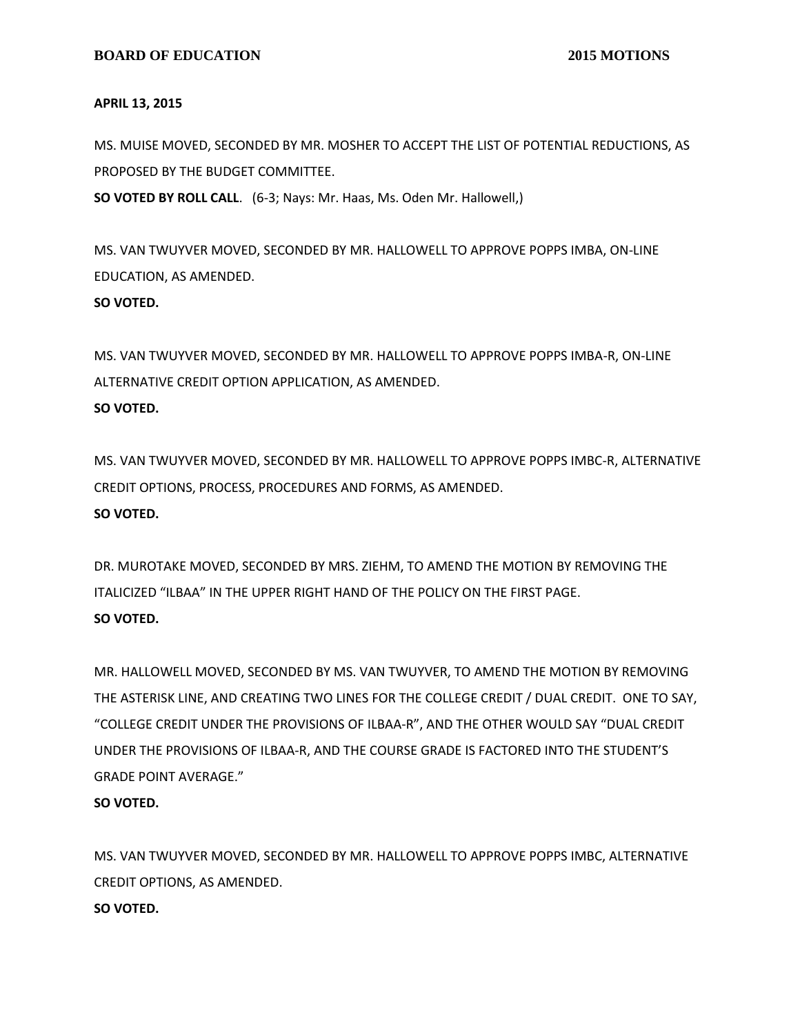**APRIL 13, 2015**

MS. MUISE MOVED, SECONDED BY MR. MOSHER TO ACCEPT THE LIST OF POTENTIAL REDUCTIONS, AS PROPOSED BY THE BUDGET COMMITTEE.

**SO VOTED BY ROLL CALL**. (6-3; Nays: Mr. Haas, Ms. Oden Mr. Hallowell,)

MS. VAN TWUYVER MOVED, SECONDED BY MR. HALLOWELL TO APPROVE POPPS IMBA, ON-LINE EDUCATION, AS AMENDED.

**SO VOTED.**

MS. VAN TWUYVER MOVED, SECONDED BY MR. HALLOWELL TO APPROVE POPPS IMBA-R, ON-LINE ALTERNATIVE CREDIT OPTION APPLICATION, AS AMENDED.

**SO VOTED.**

MS. VAN TWUYVER MOVED, SECONDED BY MR. HALLOWELL TO APPROVE POPPS IMBC-R, ALTERNATIVE CREDIT OPTIONS, PROCESS, PROCEDURES AND FORMS, AS AMENDED.

**SO VOTED.**

DR. MUROTAKE MOVED, SECONDED BY MRS. ZIEHM, TO AMEND THE MOTION BY REMOVING THE ITALICIZED "ILBAA" IN THE UPPER RIGHT HAND OF THE POLICY ON THE FIRST PAGE.

**SO VOTED.**

MR. HALLOWELL MOVED, SECONDED BY MS. VAN TWUYVER, TO AMEND THE MOTION BY REMOVING THE ASTERISK LINE, AND CREATING TWO LINES FOR THE COLLEGE CREDIT / DUAL CREDIT. ONE TO SAY, "COLLEGE CREDIT UNDER THE PROVISIONS OF ILBAA-R", AND THE OTHER WOULD SAY "DUAL CREDIT UNDER THE PROVISIONS OF ILBAA-R, AND THE COURSE GRADE IS FACTORED INTO THE STUDENT'S GRADE POINT AVERAGE."

**SO VOTED.**

MS. VAN TWUYVER MOVED, SECONDED BY MR. HALLOWELL TO APPROVE POPPS IMBC, ALTERNATIVE CREDIT OPTIONS, AS AMENDED.

**SO VOTED.**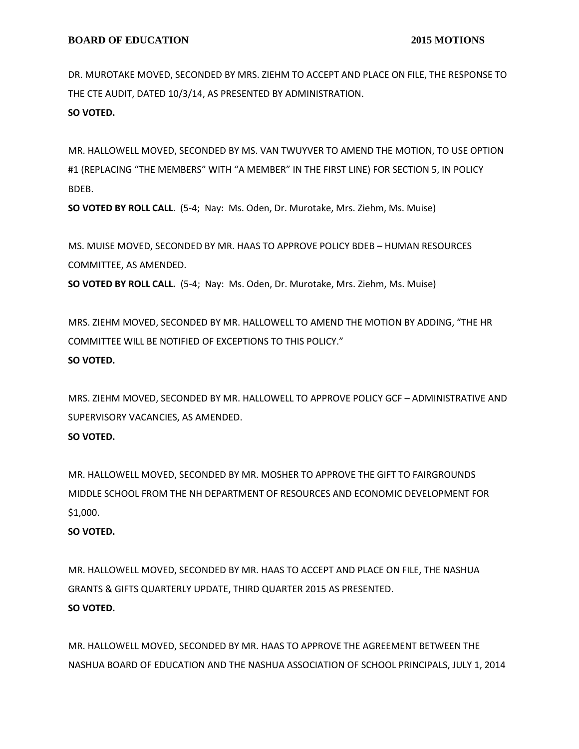DR. MUROTAKE MOVED, SECONDED BY MRS. ZIEHM TO ACCEPT AND PLACE ON FILE, THE RESPONSE TO THE CTE AUDIT, DATED 10/3/14, AS PRESENTED BY ADMINISTRATION.
**SO VOTED.**

MR. HALLOWELL MOVED, SECONDED BY MS. VAN TWUYVER TO AMEND THE MOTION, TO USE OPTION #1 (REPLACING "THE MEMBERS" WITH "A MEMBER" IN THE FIRST LINE) FOR SECTION 5, IN POLICY BDEB.
**SO VOTED BY ROLL CALL**. (5-4; Nay: Ms. Oden, Dr. Murotake, Mrs. Ziehm, Ms. Muise)

MS. MUISE MOVED, SECONDED BY MR. HAAS TO APPROVE POLICY BDEB – HUMAN RESOURCES COMMITTEE, AS AMENDED.
**SO VOTED BY ROLL CALL.** (5-4; Nay: Ms. Oden, Dr. Murotake, Mrs. Ziehm, Ms. Muise)

MRS. ZIEHM MOVED, SECONDED BY MR. HALLOWELL TO AMEND THE MOTION BY ADDING, "THE HR COMMITTEE WILL BE NOTIFIED OF EXCEPTIONS TO THIS POLICY."
**SO VOTED.**

MRS. ZIEHM MOVED, SECONDED BY MR. HALLOWELL TO APPROVE POLICY GCF – ADMINISTRATIVE AND SUPERVISORY VACANCIES, AS AMENDED.
**SO VOTED.**

MR. HALLOWELL MOVED, SECONDED BY MR. MOSHER TO APPROVE THE GIFT TO FAIRGROUNDS MIDDLE SCHOOL FROM THE NH DEPARTMENT OF RESOURCES AND ECONOMIC DEVELOPMENT FOR $1,000.
**SO VOTED.**

MR. HALLOWELL MOVED, SECONDED BY MR. HAAS TO ACCEPT AND PLACE ON FILE, THE NASHUA GRANTS & GIFTS QUARTERLY UPDATE, THIRD QUARTER 2015 AS PRESENTED.
**SO VOTED.**

MR. HALLOWELL MOVED, SECONDED BY MR. HAAS TO APPROVE THE AGREEMENT BETWEEN THE NASHUA BOARD OF EDUCATION AND THE NASHUA ASSOCIATION OF SCHOOL PRINCIPALS, JULY 1, 2014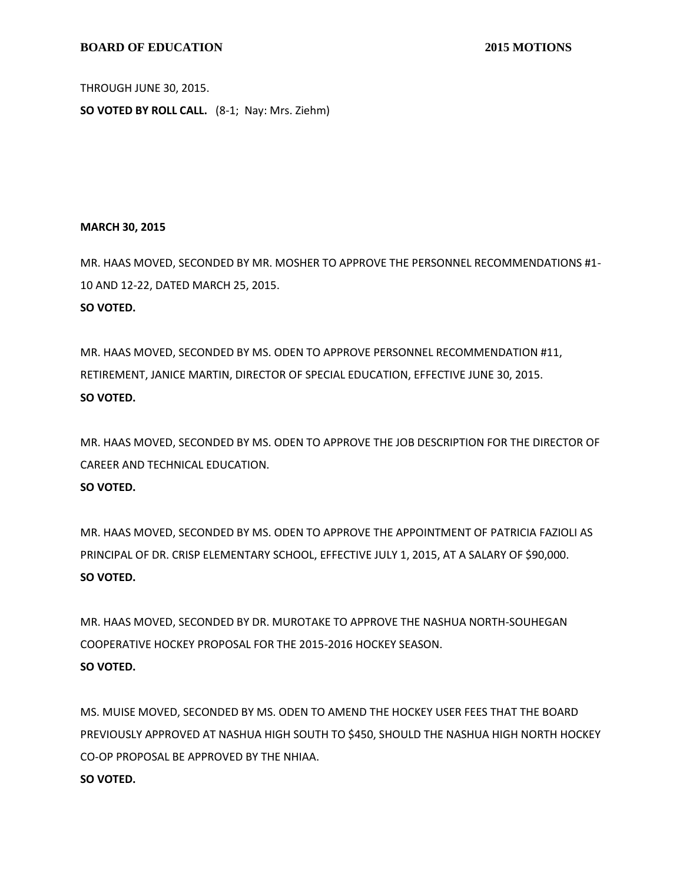THROUGH JUNE 30, 2015.

**SO VOTED BY ROLL CALL.** (8-1; Nay: Mrs. Ziehm)

**MARCH 30, 2015**

MR. HAAS MOVED, SECONDED BY MR. MOSHER TO APPROVE THE PERSONNEL RECOMMENDATIONS #1-10 AND 12-22, DATED MARCH 25, 2015.

**SO VOTED.**

MR. HAAS MOVED, SECONDED BY MS. ODEN TO APPROVE PERSONNEL RECOMMENDATION #11, RETIREMENT, JANICE MARTIN, DIRECTOR OF SPECIAL EDUCATION, EFFECTIVE JUNE 30, 2015.

**SO VOTED.**

MR. HAAS MOVED, SECONDED BY MS. ODEN TO APPROVE THE JOB DESCRIPTION FOR THE DIRECTOR OF CAREER AND TECHNICAL EDUCATION.

**SO VOTED.**

MR. HAAS MOVED, SECONDED BY MS. ODEN TO APPROVE THE APPOINTMENT OF PATRICIA FAZIOLI AS PRINCIPAL OF DR. CRISP ELEMENTARY SCHOOL, EFFECTIVE JULY 1, 2015, AT A SALARY OF $90,000.

**SO VOTED.**

MR. HAAS MOVED, SECONDED BY DR. MUROTAKE TO APPROVE THE NASHUA NORTH-SOUHEGAN COOPERATIVE HOCKEY PROPOSAL FOR THE 2015-2016 HOCKEY SEASON.

**SO VOTED.**

MS. MUISE MOVED, SECONDED BY MS. ODEN TO AMEND THE HOCKEY USER FEES THAT THE BOARD PREVIOUSLY APPROVED AT NASHUA HIGH SOUTH TO $450, SHOULD THE NASHUA HIGH NORTH HOCKEY CO-OP PROPOSAL BE APPROVED BY THE NHIAA.

**SO VOTED.**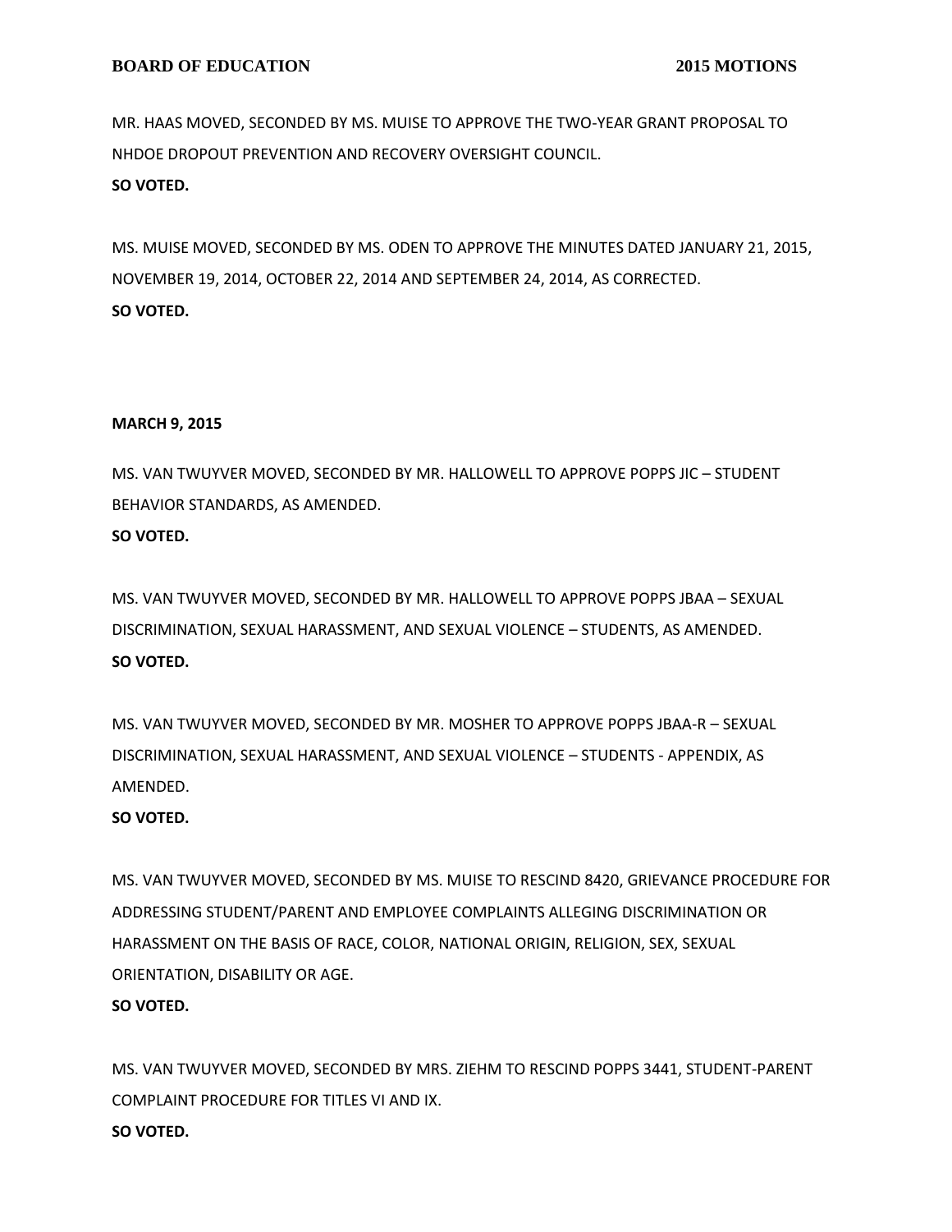MR. HAAS MOVED, SECONDED BY MS. MUISE TO APPROVE THE TWO-YEAR GRANT PROPOSAL TO NHDOE DROPOUT PREVENTION AND RECOVERY OVERSIGHT COUNCIL.
**SO VOTED.**

MS. MUISE MOVED, SECONDED BY MS. ODEN TO APPROVE THE MINUTES DATED JANUARY 21, 2015, NOVEMBER 19, 2014, OCTOBER 22, 2014 AND SEPTEMBER 24, 2014, AS CORRECTED.
**SO VOTED.**

**MARCH 9, 2015**

MS. VAN TWUYVER MOVED, SECONDED BY MR. HALLOWELL TO APPROVE POPPS JIC – STUDENT BEHAVIOR STANDARDS, AS AMENDED.
**SO VOTED.**

MS. VAN TWUYVER MOVED, SECONDED BY MR. HALLOWELL TO APPROVE POPPS JBAA – SEXUAL DISCRIMINATION, SEXUAL HARASSMENT, AND SEXUAL VIOLENCE – STUDENTS, AS AMENDED.
**SO VOTED.**

MS. VAN TWUYVER MOVED, SECONDED BY MR. MOSHER TO APPROVE POPPS JBAA-R – SEXUAL DISCRIMINATION, SEXUAL HARASSMENT, AND SEXUAL VIOLENCE – STUDENTS - APPENDIX, AS AMENDED.
**SO VOTED.**

MS. VAN TWUYVER MOVED, SECONDED BY MS. MUISE TO RESCIND 8420, GRIEVANCE PROCEDURE FOR ADDRESSING STUDENT/PARENT AND EMPLOYEE COMPLAINTS ALLEGING DISCRIMINATION OR HARASSMENT ON THE BASIS OF RACE, COLOR, NATIONAL ORIGIN, RELIGION, SEX, SEXUAL ORIENTATION, DISABILITY OR AGE.
**SO VOTED.**

MS. VAN TWUYVER MOVED, SECONDED BY MRS. ZIEHM TO RESCIND POPPS 3441, STUDENT-PARENT COMPLAINT PROCEDURE FOR TITLES VI AND IX.
**SO VOTED.**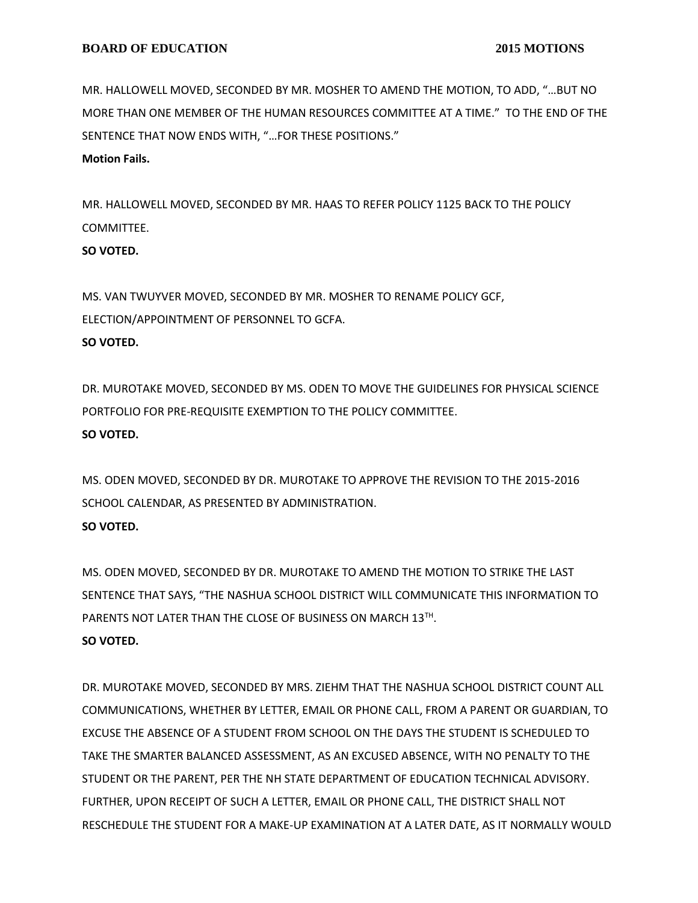MR. HALLOWELL MOVED, SECONDED BY MR. MOSHER TO AMEND THE MOTION, TO ADD, "…BUT NO MORE THAN ONE MEMBER OF THE HUMAN RESOURCES COMMITTEE AT A TIME." TO THE END OF THE SENTENCE THAT NOW ENDS WITH, "…FOR THESE POSITIONS."

**Motion Fails.**

MR. HALLOWELL MOVED, SECONDED BY MR. HAAS TO REFER POLICY 1125 BACK TO THE POLICY COMMITTEE.

**SO VOTED.**

MS. VAN TWUYVER MOVED, SECONDED BY MR. MOSHER TO RENAME POLICY GCF, ELECTION/APPOINTMENT OF PERSONNEL TO GCFA.

**SO VOTED.**

DR. MUROTAKE MOVED, SECONDED BY MS. ODEN TO MOVE THE GUIDELINES FOR PHYSICAL SCIENCE PORTFOLIO FOR PRE-REQUISITE EXEMPTION TO THE POLICY COMMITTEE.

**SO VOTED.**

MS. ODEN MOVED, SECONDED BY DR. MUROTAKE TO APPROVE THE REVISION TO THE 2015-2016 SCHOOL CALENDAR, AS PRESENTED BY ADMINISTRATION.

**SO VOTED.**

MS. ODEN MOVED, SECONDED BY DR. MUROTAKE TO AMEND THE MOTION TO STRIKE THE LAST SENTENCE THAT SAYS, "THE NASHUA SCHOOL DISTRICT WILL COMMUNICATE THIS INFORMATION TO PARENTS NOT LATER THAN THE CLOSE OF BUSINESS ON MARCH 13TH.

**SO VOTED.**

DR. MUROTAKE MOVED, SECONDED BY MRS. ZIEHM THAT THE NASHUA SCHOOL DISTRICT COUNT ALL COMMUNICATIONS, WHETHER BY LETTER, EMAIL OR PHONE CALL, FROM A PARENT OR GUARDIAN, TO EXCUSE THE ABSENCE OF A STUDENT FROM SCHOOL ON THE DAYS THE STUDENT IS SCHEDULED TO TAKE THE SMARTER BALANCED ASSESSMENT, AS AN EXCUSED ABSENCE, WITH NO PENALTY TO THE STUDENT OR THE PARENT, PER THE NH STATE DEPARTMENT OF EDUCATION TECHNICAL ADVISORY. FURTHER, UPON RECEIPT OF SUCH A LETTER, EMAIL OR PHONE CALL, THE DISTRICT SHALL NOT RESCHEDULE THE STUDENT FOR A MAKE-UP EXAMINATION AT A LATER DATE, AS IT NORMALLY WOULD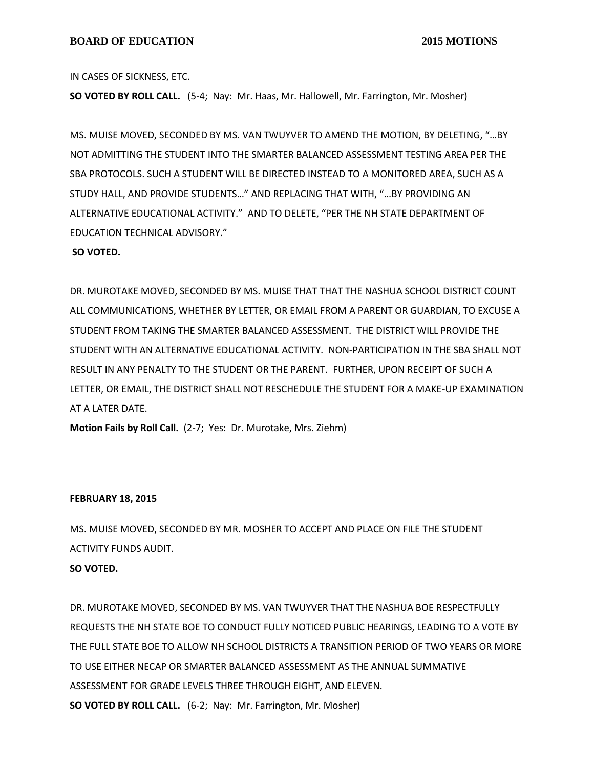IN CASES OF SICKNESS, ETC.

**SO VOTED BY ROLL CALL.** (5-4; Nay: Mr. Haas, Mr. Hallowell, Mr. Farrington, Mr. Mosher)

MS. MUISE MOVED, SECONDED BY MS. VAN TWUYVER TO AMEND THE MOTION, BY DELETING, "…BY NOT ADMITTING THE STUDENT INTO THE SMARTER BALANCED ASSESSMENT TESTING AREA PER THE SBA PROTOCOLS. SUCH A STUDENT WILL BE DIRECTED INSTEAD TO A MONITORED AREA, SUCH AS A STUDY HALL, AND PROVIDE STUDENTS…" AND REPLACING THAT WITH, "…BY PROVIDING AN ALTERNATIVE EDUCATIONAL ACTIVITY." AND TO DELETE, "PER THE NH STATE DEPARTMENT OF EDUCATION TECHNICAL ADVISORY."

**SO VOTED.**

DR. MUROTAKE MOVED, SECONDED BY MS. MUISE THAT THAT THE NASHUA SCHOOL DISTRICT COUNT ALL COMMUNICATIONS, WHETHER BY LETTER, OR EMAIL FROM A PARENT OR GUARDIAN, TO EXCUSE A STUDENT FROM TAKING THE SMARTER BALANCED ASSESSMENT. THE DISTRICT WILL PROVIDE THE STUDENT WITH AN ALTERNATIVE EDUCATIONAL ACTIVITY. NON-PARTICIPATION IN THE SBA SHALL NOT RESULT IN ANY PENALTY TO THE STUDENT OR THE PARENT. FURTHER, UPON RECEIPT OF SUCH A LETTER, OR EMAIL, THE DISTRICT SHALL NOT RESCHEDULE THE STUDENT FOR A MAKE-UP EXAMINATION AT A LATER DATE.

**Motion Fails by Roll Call.** (2-7; Yes: Dr. Murotake, Mrs. Ziehm)

**FEBRUARY 18, 2015**

MS. MUISE MOVED, SECONDED BY MR. MOSHER TO ACCEPT AND PLACE ON FILE THE STUDENT ACTIVITY FUNDS AUDIT.

**SO VOTED.**

DR. MUROTAKE MOVED, SECONDED BY MS. VAN TWUYVER THAT THE NASHUA BOE RESPECTFULLY REQUESTS THE NH STATE BOE TO CONDUCT FULLY NOTICED PUBLIC HEARINGS, LEADING TO A VOTE BY THE FULL STATE BOE TO ALLOW NH SCHOOL DISTRICTS A TRANSITION PERIOD OF TWO YEARS OR MORE TO USE EITHER NECAP OR SMARTER BALANCED ASSESSMENT AS THE ANNUAL SUMMATIVE ASSESSMENT FOR GRADE LEVELS THREE THROUGH EIGHT, AND ELEVEN.

**SO VOTED BY ROLL CALL.** (6-2; Nay: Mr. Farrington, Mr. Mosher)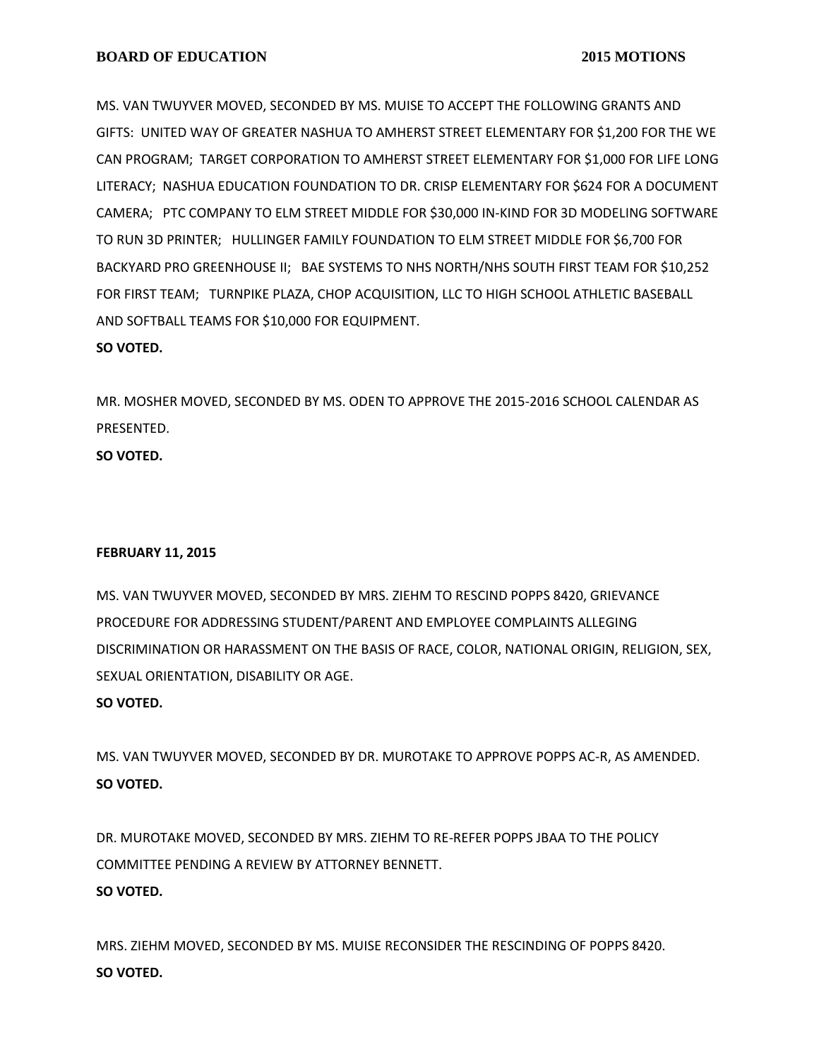MS. VAN TWUYVER MOVED, SECONDED BY MS. MUISE TO ACCEPT THE FOLLOWING GRANTS AND GIFTS: UNITED WAY OF GREATER NASHUA TO AMHERST STREET ELEMENTARY FOR $1,200 FOR THE WE CAN PROGRAM; TARGET CORPORATION TO AMHERST STREET ELEMENTARY FOR $1,000 FOR LIFE LONG LITERACY; NASHUA EDUCATION FOUNDATION TO DR. CRISP ELEMENTARY FOR $624 FOR A DOCUMENT CAMERA; PTC COMPANY TO ELM STREET MIDDLE FOR $30,000 IN-KIND FOR 3D MODELING SOFTWARE TO RUN 3D PRINTER; HULLINGER FAMILY FOUNDATION TO ELM STREET MIDDLE FOR $6,700 FOR BACKYARD PRO GREENHOUSE II; BAE SYSTEMS TO NHS NORTH/NHS SOUTH FIRST TEAM FOR $10,252 FOR FIRST TEAM; TURNPIKE PLAZA, CHOP ACQUISITION, LLC TO HIGH SCHOOL ATHLETIC BASEBALL AND SOFTBALL TEAMS FOR $10,000 FOR EQUIPMENT.

**SO VOTED.**

MR. MOSHER MOVED, SECONDED BY MS. ODEN TO APPROVE THE 2015-2016 SCHOOL CALENDAR AS PRESENTED.

**SO VOTED.**

**FEBRUARY 11, 2015**

MS. VAN TWUYVER MOVED, SECONDED BY MRS. ZIEHM TO RESCIND POPPS 8420, GRIEVANCE PROCEDURE FOR ADDRESSING STUDENT/PARENT AND EMPLOYEE COMPLAINTS ALLEGING DISCRIMINATION OR HARASSMENT ON THE BASIS OF RACE, COLOR, NATIONAL ORIGIN, RELIGION, SEX, SEXUAL ORIENTATION, DISABILITY OR AGE.

**SO VOTED.**

MS. VAN TWUYVER MOVED, SECONDED BY DR. MUROTAKE TO APPROVE POPPS AC-R, AS AMENDED.

**SO VOTED.**

DR. MUROTAKE MOVED, SECONDED BY MRS. ZIEHM TO RE-REFER POPPS JBAA TO THE POLICY COMMITTEE PENDING A REVIEW BY ATTORNEY BENNETT.

**SO VOTED.**

MRS. ZIEHM MOVED, SECONDED BY MS. MUISE RECONSIDER THE RESCINDING OF POPPS 8420.

**SO VOTED.**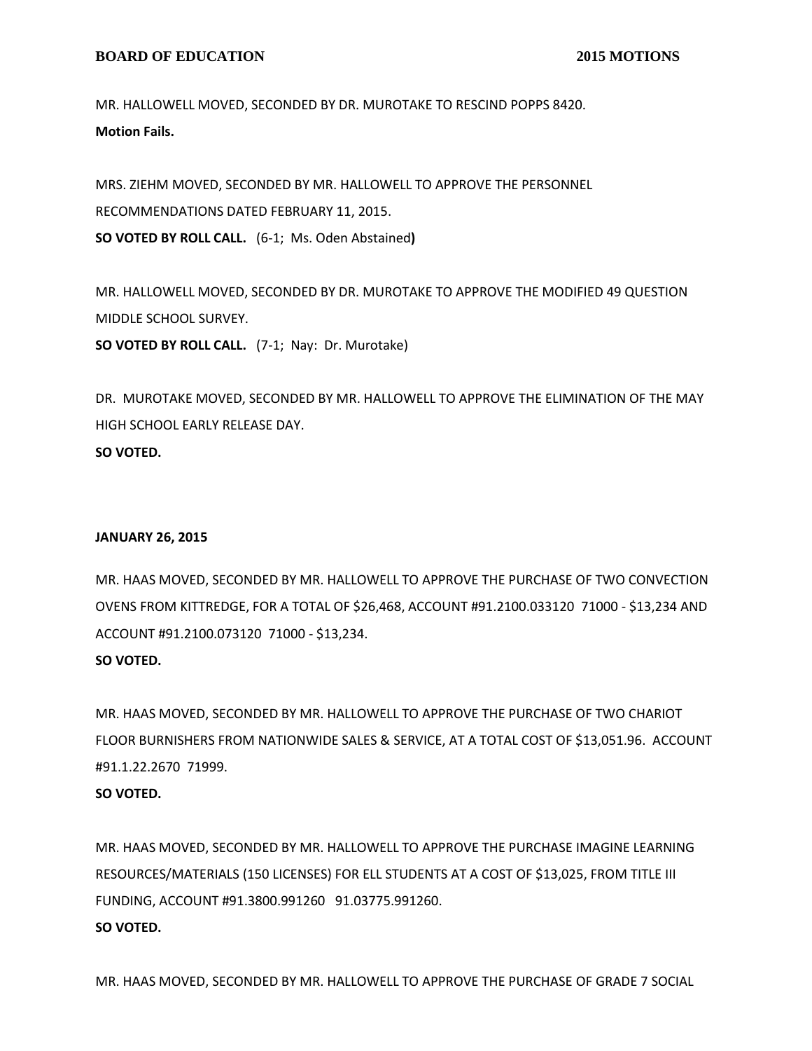MR. HALLOWELL MOVED, SECONDED BY DR. MUROTAKE TO RESCIND POPPS 8420.
**Motion Fails.**

MRS. ZIEHM MOVED, SECONDED BY MR. HALLOWELL TO APPROVE THE PERSONNEL RECOMMENDATIONS DATED FEBRUARY 11, 2015.
**SO VOTED BY ROLL CALL.** (6-1; Ms. Oden Abstained**)**

MR. HALLOWELL MOVED, SECONDED BY DR. MUROTAKE TO APPROVE THE MODIFIED 49 QUESTION MIDDLE SCHOOL SURVEY.
**SO VOTED BY ROLL CALL.** (7-1; Nay: Dr. Murotake)

DR. MUROTAKE MOVED, SECONDED BY MR. HALLOWELL TO APPROVE THE ELIMINATION OF THE MAY HIGH SCHOOL EARLY RELEASE DAY.
**SO VOTED.**

**JANUARY 26, 2015**

MR. HAAS MOVED, SECONDED BY MR. HALLOWELL TO APPROVE THE PURCHASE OF TWO CONVECTION OVENS FROM KITTREDGE, FOR A TOTAL OF $26,468, ACCOUNT #91.2100.033120 71000 - $13,234 AND ACCOUNT #91.2100.073120 71000 - $13,234.
**SO VOTED.**

MR. HAAS MOVED, SECONDED BY MR. HALLOWELL TO APPROVE THE PURCHASE OF TWO CHARIOT FLOOR BURNISHERS FROM NATIONWIDE SALES & SERVICE, AT A TOTAL COST OF $13,051.96. ACCOUNT #91.1.22.2670 71999.
**SO VOTED.**

MR. HAAS MOVED, SECONDED BY MR. HALLOWELL TO APPROVE THE PURCHASE IMAGINE LEARNING RESOURCES/MATERIALS (150 LICENSES) FOR ELL STUDENTS AT A COST OF $13,025, FROM TITLE III FUNDING, ACCOUNT #91.3800.991260 91.03775.991260.
**SO VOTED.**

MR. HAAS MOVED, SECONDED BY MR. HALLOWELL TO APPROVE THE PURCHASE OF GRADE 7 SOCIAL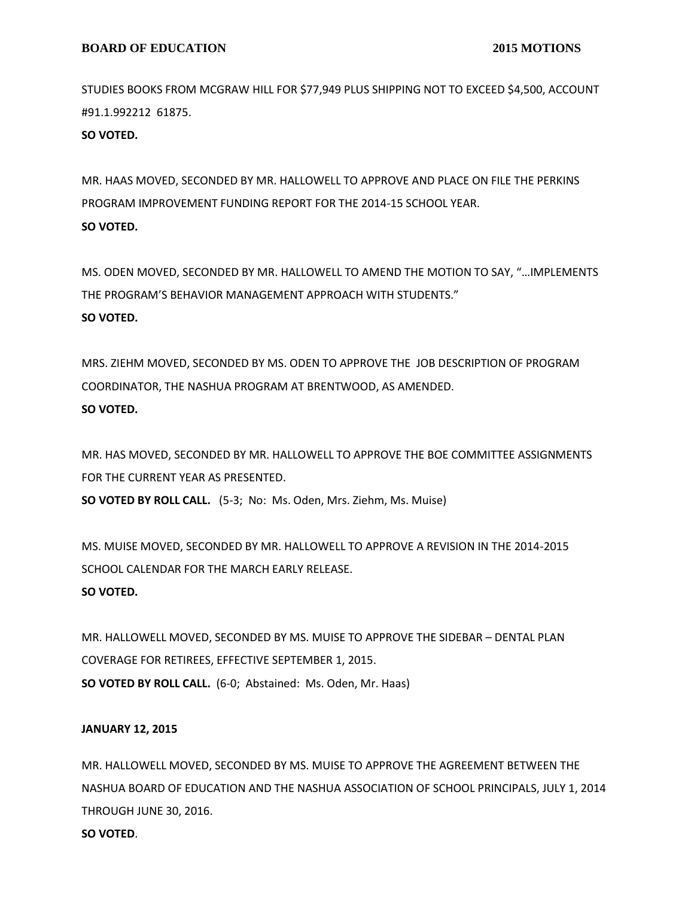STUDIES BOOKS FROM MCGRAW HILL FOR $77,949 PLUS SHIPPING NOT TO EXCEED $4,500, ACCOUNT #91.1.992212 61875.

**SO VOTED.**

MR. HAAS MOVED, SECONDED BY MR. HALLOWELL TO APPROVE AND PLACE ON FILE THE PERKINS PROGRAM IMPROVEMENT FUNDING REPORT FOR THE 2014-15 SCHOOL YEAR.

**SO VOTED.**

MS. ODEN MOVED, SECONDED BY MR. HALLOWELL TO AMEND THE MOTION TO SAY, "…IMPLEMENTS THE PROGRAM'S BEHAVIOR MANAGEMENT APPROACH WITH STUDENTS."

**SO VOTED.**

MRS. ZIEHM MOVED, SECONDED BY MS. ODEN TO APPROVE THE JOB DESCRIPTION OF PROGRAM COORDINATOR, THE NASHUA PROGRAM AT BRENTWOOD, AS AMENDED.

**SO VOTED.**

MR. HAS MOVED, SECONDED BY MR. HALLOWELL TO APPROVE THE BOE COMMITTEE ASSIGNMENTS FOR THE CURRENT YEAR AS PRESENTED.

**SO VOTED BY ROLL CALL.** (5-3; No: Ms. Oden, Mrs. Ziehm, Ms. Muise)

MS. MUISE MOVED, SECONDED BY MR. HALLOWELL TO APPROVE A REVISION IN THE 2014-2015 SCHOOL CALENDAR FOR THE MARCH EARLY RELEASE.

**SO VOTED.**

MR. HALLOWELL MOVED, SECONDED BY MS. MUISE TO APPROVE THE SIDEBAR – DENTAL PLAN COVERAGE FOR RETIREES, EFFECTIVE SEPTEMBER 1, 2015.

**SO VOTED BY ROLL CALL.** (6-0; Abstained: Ms. Oden, Mr. Haas)

**JANUARY 12, 2015**

MR. HALLOWELL MOVED, SECONDED BY MS. MUISE TO APPROVE THE AGREEMENT BETWEEN THE NASHUA BOARD OF EDUCATION AND THE NASHUA ASSOCIATION OF SCHOOL PRINCIPALS, JULY 1, 2014 THROUGH JUNE 30, 2016.

**SO VOTED**.